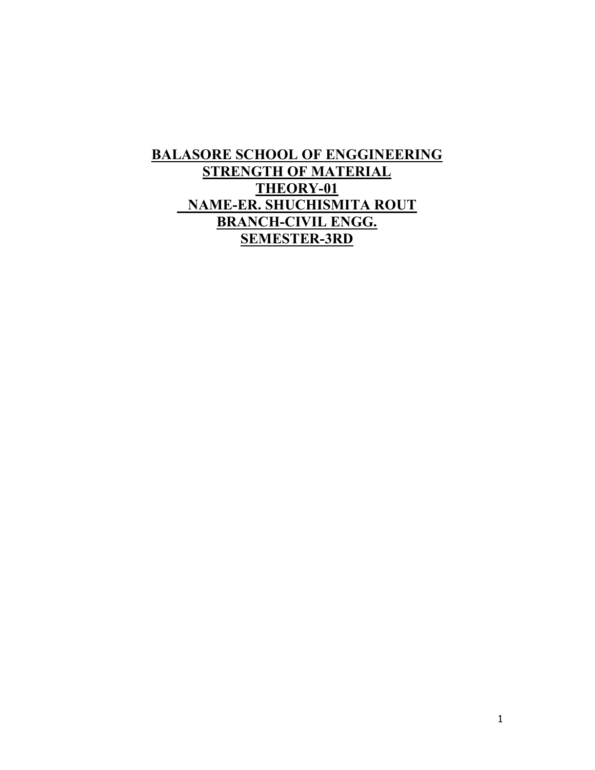# BALASORE SCHOOL OF ENGGINEERING

## STRENGTH OF MATERIAL

## THEORY-01

## NAME-ER. SHUCHISMITA ROUT

## BRANCH-CIVIL ENGG.

## SEMESTER-3RD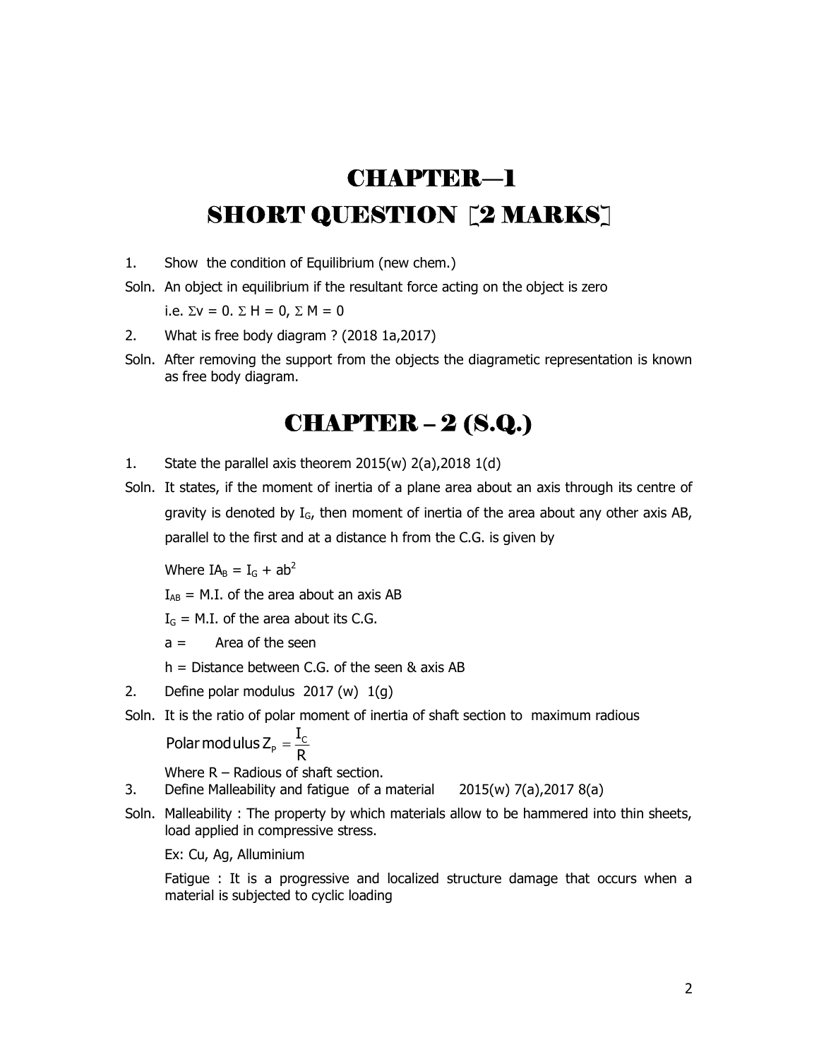# CHAPTER—1

## SHORT QUESTION [2 MARKS]

1. Show the condition of Equilibrium (new chem.)

Soln. An object in equilibrium if the resultant force acting on the object is zero

i.e. $\Sigma v = 0$. $\Sigma H = 0$, $\Sigma M = 0$

2. What is free body diagram ? (2018 1a,2017)

Soln. After removing the support from the objects the diagrametic representation is known as free body diagram.

# CHAPTER – 2 (S.Q.)

1. State the parallel axis theorem 2015(w) 2(a),2018 1(d)

Soln. It states, if the moment of inertia of a plane area about an axis through its centre of gravity is denoted by $I_G$, then moment of inertia of the area about any other axis AB, parallel to the first and at a distance h from the C.G. is given by

Where $IA_B = I_G + ab^2$

$I_{AB}$ = M.I. of the area about an axis AB

$I_G$ = M.I. of the area about its C.G.

a = Area of the seen

h = Distance between C.G. of the seen & axis AB

2. Define polar modulus 2017 (w) 1(g)

Soln. It is the ratio of polar moment of inertia of shaft section to maximum radious

$$\text{Polar modulus } Z_P = \frac{I_C}{R}$$

Where R – Radious of shaft section.

3. Define Malleability and fatigue of a material 2015(w) 7(a),2017 8(a)

Soln. Malleability : The property by which materials allow to be hammered into thin sheets, load applied in compressive stress.

Ex: Cu, Ag, Alluminium

Fatigue : It is a progressive and localized structure damage that occurs when a material is subjected to cyclic loading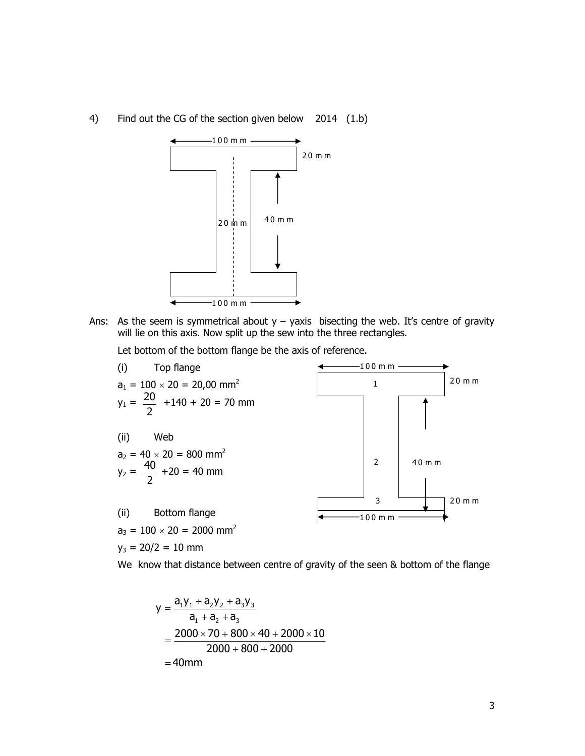4) Find out the CG of the section given below 2014 (1.b)

Ans: As the seem is symmetrical about y – yaxis bisecting the web. It's centre of gravity will lie on this axis. Now split up the sew into the three rectangles.

Let bottom of the bottom flange be the axis of reference.

(i) Top flange

$a_1 = 100 \times 20 = 20{,}00 \text{ mm}^2$

$y_1 = \dfrac{20}{2} + 140 + 20 = 70 \text{ mm}$

(ii) Web

$a_2 = 40 \times 20 = 800 \text{ mm}^2$

$y_2 = \dfrac{40}{2} + 20 = 40 \text{ mm}$

(ii) Bottom flange

$a_3 = 100 \times 20 = 2000 \text{ mm}^2$

$y_3 = 20/2 = 10 \text{ mm}$

We know that distance between centre of gravity of the seen & bottom of the flange

$$
\begin{aligned}
y &= \frac{a_1 y_1 + a_2 y_2 + a_3 y_3}{a_1 + a_2 + a_3} \\
&= \frac{2000 \times 70 + 800 \times 40 + 2000 \times 10}{2000 + 800 + 2000} \\
&= 40\text{mm}
\end{aligned}
$$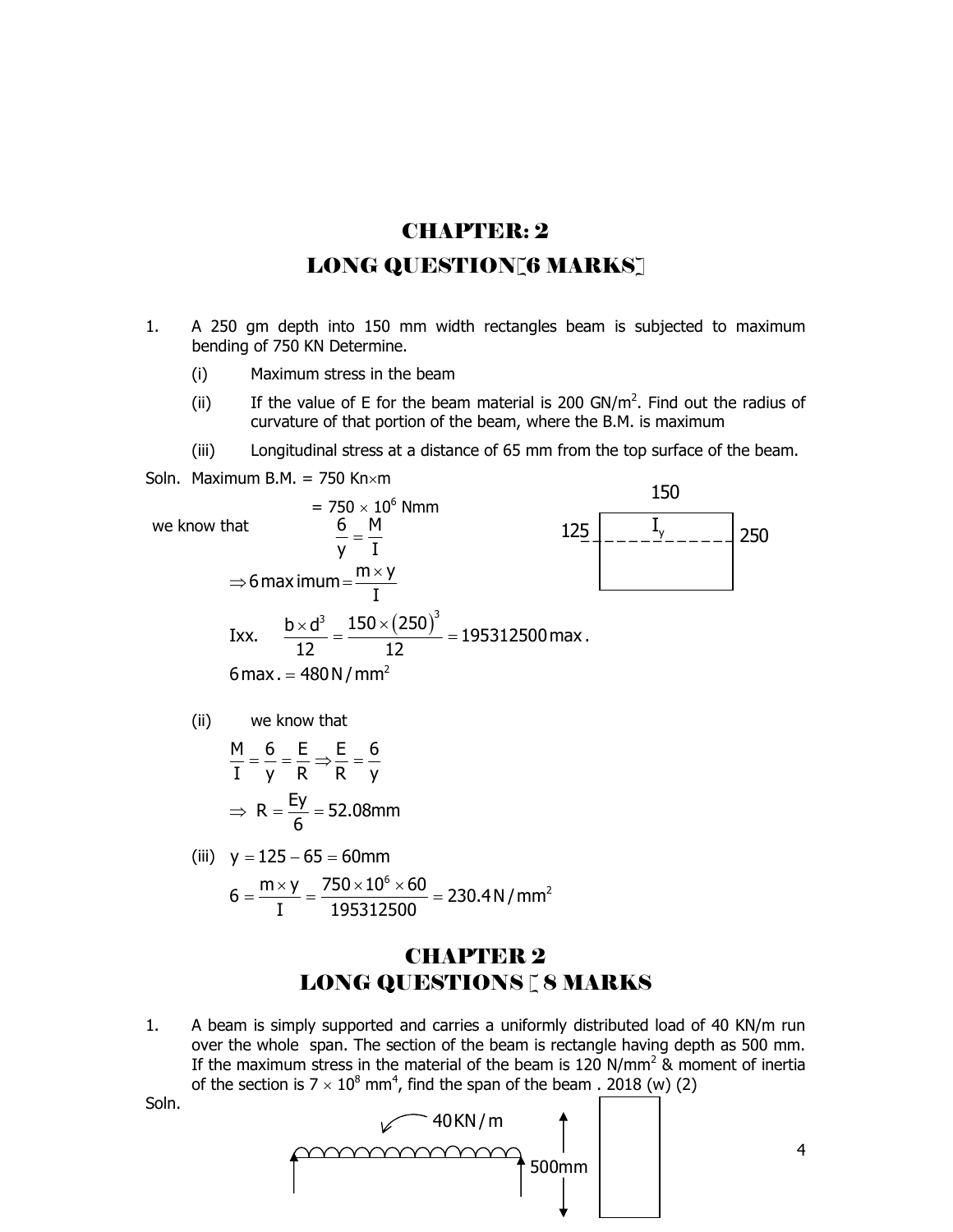# CHAPTER: 2

## LONG QUESTION[6 MARKS]

1. A 250 gm depth into 150 mm width rectangles beam is subjected to maximum bending of 750 KN Determine.

   (i) Maximum stress in the beam

   (ii) If the value of E for the beam material is 200 GN/m$^2$. Find out the radius of curvature of that portion of the beam, where the B.M. is maximum

   (iii) Longitudinal stress at a distance of 65 mm from the top surface of the beam.

Soln. Maximum B.M. = 750 Kn×m

$$= 750 \times 10^6 \text{ Nmm}$$

150

125 $I_y$ 250

we know that $\frac{6}{y} = \frac{M}{I}$

$$\Rightarrow 6\,\text{maximum} = \frac{m \times y}{I}$$

$$\text{Ixx.} \quad \frac{b \times d^3}{12} = \frac{150 \times (250)^3}{12} = 195312500\,\text{max}.$$

$$6\,\text{max.} = 480\,\text{N/mm}^2$$

(ii) we know that

$$\frac{M}{I} = \frac{6}{y} = \frac{E}{R} \Rightarrow \frac{E}{R} = \frac{6}{y}$$

$$\Rightarrow R = \frac{Ey}{6} = 52.08\text{mm}$$

(iii) $y = 125 - 65 = 60\text{mm}$

$$6 = \frac{m \times y}{I} = \frac{750 \times 10^6 \times 60}{195312500} = 230.4\,\text{N/mm}^2$$

# CHAPTER 2

## LONG QUESTIONS [ 8 MARKS

1. A beam is simply supported and carries a uniformly distributed load of 40 KN/m run over the whole span. The section of the beam is rectangle having depth as 500 mm. If the maximum stress in the material of the beam is 120 N/mm$^2$ & moment of inertia of the section is $7 \times 10^8$ mm$^4$, find the span of the beam . 2018 (w) (2)

Soln.

40 KN/m

500mm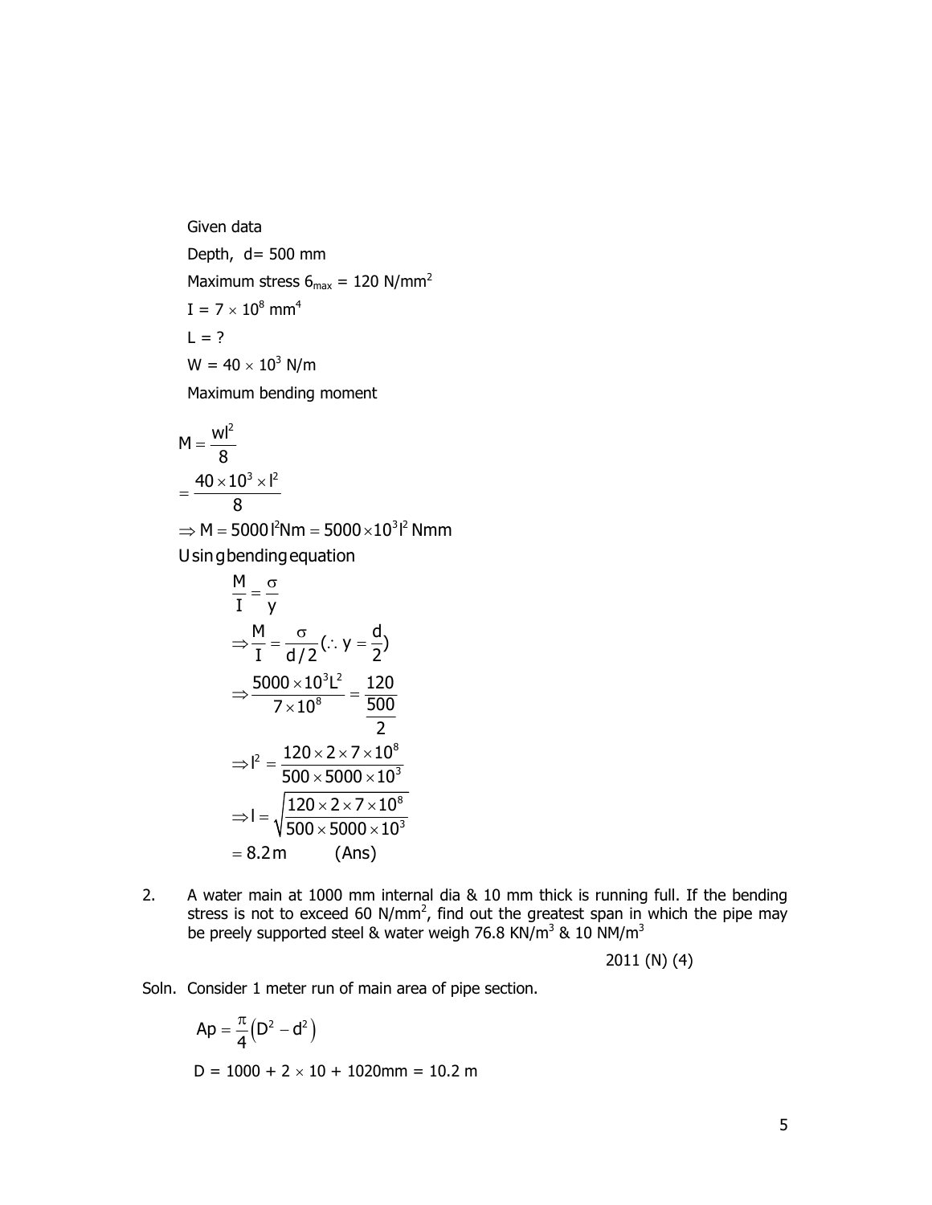Given data

Depth, d= 500 mm

Maximum stress $6_{max}$ = 120 N/mm$^2$

I = $7 \times 10^8$ mm$^4$

L = ?

W = $40 \times 10^3$ N/m

Maximum bending moment

$$M = \frac{wl^2}{8}$$

$$= \frac{40 \times 10^3 \times l^2}{8}$$

$$\Rightarrow M = 5000\, l^2 Nm = 5000 \times 10^3 l^2 \text{ Nmm}$$

Using bending equation

$$\frac{M}{I} = \frac{\sigma}{y}$$

$$\Rightarrow \frac{M}{I} = \frac{\sigma}{d/2} (\therefore y = \frac{d}{2})$$

$$\Rightarrow \frac{5000 \times 10^3 L^2}{7 \times 10^8} = \frac{120}{\frac{500}{2}}$$

$$\Rightarrow l^2 = \frac{120 \times 2 \times 7 \times 10^8}{500 \times 5000 \times 10^3}$$

$$\Rightarrow l = \sqrt{\frac{120 \times 2 \times 7 \times 10^8}{500 \times 5000 \times 10^3}}$$

$$= 8.2\,\text{m} \qquad \text{(Ans)}$$

2. A water main at 1000 mm internal dia & 10 mm thick is running full. If the bending stress is not to exceed 60 N/mm$^2$, find out the greatest span in which the pipe may be preely supported steel & water weigh 76.8 KN/m$^3$ & 10 NM/m$^3$

2011 (N) (4)

Soln. Consider 1 meter run of main area of pipe section.

$$Ap = \frac{\pi}{4}\left(D^2 - d^2\right)$$

D = 1000 + 2 $\times$ 10 + 1020mm = 10.2 m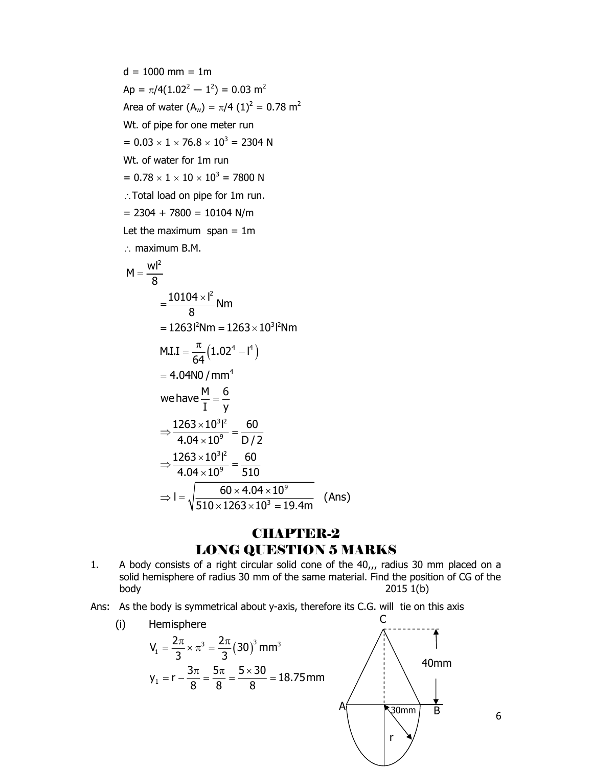d = 1000 mm = 1m

Ap = $\pi/4(1.02^2 - 1^2) = 0.03$ m$^2$

Area of water ($A_w$) = $\pi/4 (1)^2 = 0.78$ m$^2$

Wt. of pipe for one meter run

= $0.03 \times 1 \times 76.8 \times 10^3 = 2304$ N

Wt. of water for 1m run

= $0.78 \times 1 \times 10 \times 10^3 = 7800$ N

$\therefore$ Total load on pipe for 1m run.

= 2304 + 7800 = 10104 N/m

Let the maximum span = 1m

$\therefore$ maximum B.M.

$$M = \frac{wl^2}{8}$$

$$= \frac{10104 \times l^2}{8} Nm$$

$$= 1263 l^2 Nm = 1263 \times 10^3 l^2 Nm$$

$$M.I.I = \frac{\pi}{64}\left(1.02^4 - l^4\right)$$

$$= 4.04N0 / mm^4$$

$$\text{we have } \frac{M}{I} = \frac{6}{y}$$

$$\Rightarrow \frac{1263 \times 10^3 l^2}{4.04 \times 10^9} = \frac{60}{D/2}$$

$$\Rightarrow \frac{1263 \times 10^3 l^2}{4.04 \times 10^9} = \frac{60}{510}$$

$$\Rightarrow l = \sqrt{\frac{60 \times 4.04 \times 10^9}{510 \times 1263 \times 10^3}} = 19.4m \quad \text{(Ans)}$$

# CHAPTER-2

## LONG QUESTION 5 MARKS

1. A body consists of a right circular solid cone of the 40,,, radius 30 mm placed on a solid hemisphere of radius 30 mm of the same material. Find the position of CG of the body  2015 1(b)

Ans: As the body is symmetrical about y-axis, therefore its C.G. will tie on this axis

(i) Hemisphere

$$V_1 = \frac{2\pi}{3} \times \pi^3 = \frac{2\pi}{3}(30)^3 \; mm^3$$

$$y_1 = r - \frac{3\pi}{8} = \frac{5\pi}{8} = \frac{5 \times 30}{8} = 18.75 \; mm$$

C, 40mm, A, 30mm, B, r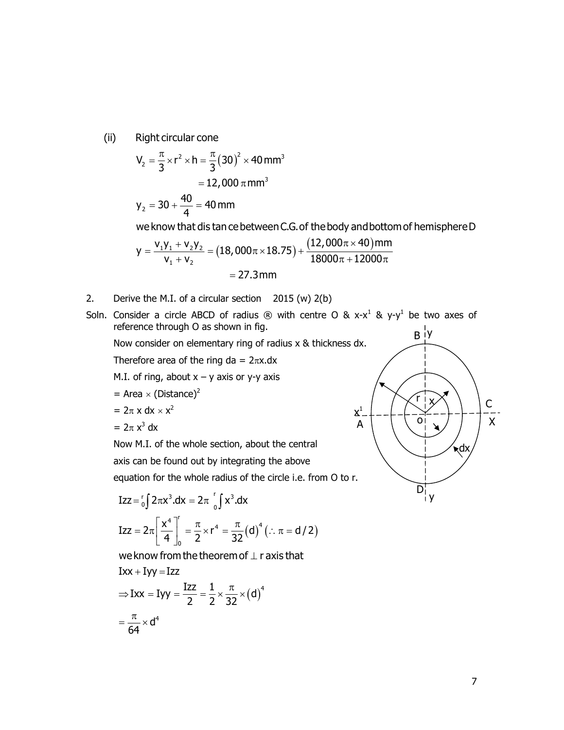(ii) Right circular cone

$$V_2 = \frac{\pi}{3} \times r^2 \times h = \frac{\pi}{3}(30)^2 \times 40\,mm^3$$

$$= 12,000\,\pi\,mm^3$$

$$y_2 = 30 + \frac{40}{4} = 40\,mm$$

we know that distance between C.G. of the body and bottom of hemisphere D

$$y = \frac{v_1 y_1 + v_2 y_2}{v_1 + v_2} = (18,000\pi \times 18.75) + \frac{(12,000\pi \times 40)mm}{18000\pi + 12000\pi}$$

$$= 27.3\,mm$$

2. Derive the M.I. of a circular section 2015 (w) 2(b)

Soln. Consider a circle ABCD of radius ® with centre O & x-x[1] & y-y[1] be two axes of reference through O as shown in fig.

Now consider on elementary ring of radius x & thickness dx.

Therefore area of the ring da = $2\pi x.dx$

M.I. of ring, about x – y axis or y-y axis

= Area × (Distance)$^2$

= $2\pi$ x dx × $x^2$

= $2\pi\, x^3\, dx$

Now M.I. of the whole section, about the central axis can be found out by integrating the above equation for the whole radius of the circle i.e. from O to r.

$$Izz = \int_0^r 2\pi x^3.dx = 2\pi \int_0^r x^3.dx$$

$$Izz = 2\pi\left[\frac{x^4}{4}\right]_0^r = \frac{\pi}{2} \times r^4 = \frac{\pi}{32}(d)^4 \;(\therefore \pi = d/2)$$

we know from the theorem of $\perp$ r axis that

$$Ixx + Iyy = Izz$$

$$\Rightarrow Ixx = Iyy = \frac{Izz}{2} = \frac{1}{2} \times \frac{\pi}{32} \times (d)^4$$

$$= \frac{\pi}{64} \times d^4$$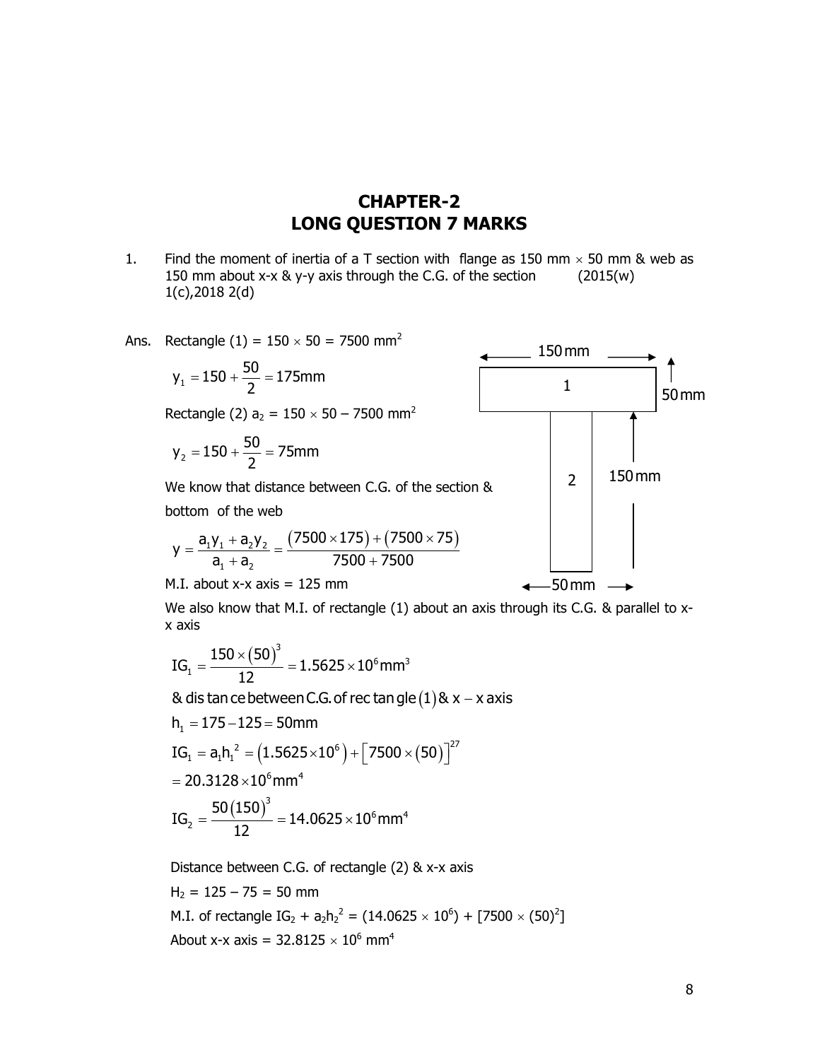# CHAPTER-2
## LONG QUESTION 7 MARKS

1. Find the moment of inertia of a T section with flange as 150 mm × 50 mm & web as 150 mm about x-x & y-y axis through the C.G. of the section (2015(w) 1(c),2018 2(d)

Ans. Rectangle (1) = 150 × 50 = 7500 mm$^2$

$$y_1 = 150 + \frac{50}{2} = 175\text{mm}$$

Rectangle (2) $a_2$ = 150 × 50 – 7500 mm$^2$

$$y_2 = 150 + \frac{50}{2} = 75\text{mm}$$

We know that distance between C.G. of the section & bottom of the web

$$y = \frac{a_1y_1 + a_2y_2}{a_1 + a_2} = \frac{(7500 \times 175) + (7500 \times 75)}{7500 + 7500}$$

M.I. about x-x axis = 125 mm

150 mm, 1, 50 mm, 2, 150 mm, 50 mm

We also know that M.I. of rectangle (1) about an axis through its C.G. & parallel to x-x axis

$$IG_1 = \frac{150 \times (50)^3}{12} = 1.5625 \times 10^6 \text{mm}^3$$

& distance between C.G. of rectangle (1) & x – x axis

$$h_1 = 175 - 125 = 50\text{mm}$$

$$IG_1 = a_1h_1^2 = (1.5625 \times 10^6) + [7500 \times (50)]^{27}$$

$$= 20.3128 \times 10^6 \text{mm}^4$$

$$IG_2 = \frac{50(150)^3}{12} = 14.0625 \times 10^6 \text{mm}^4$$

Distance between C.G. of rectangle (2) & x-x axis

$H_2$ = 125 – 75 = 50 mm

M.I. of rectangle $IG_2 + a_2h_2^2$ = (14.0625 × 10$^6$) + [7500 × (50)$^2$]

About x-x axis = 32.8125 × 10$^6$ mm$^4$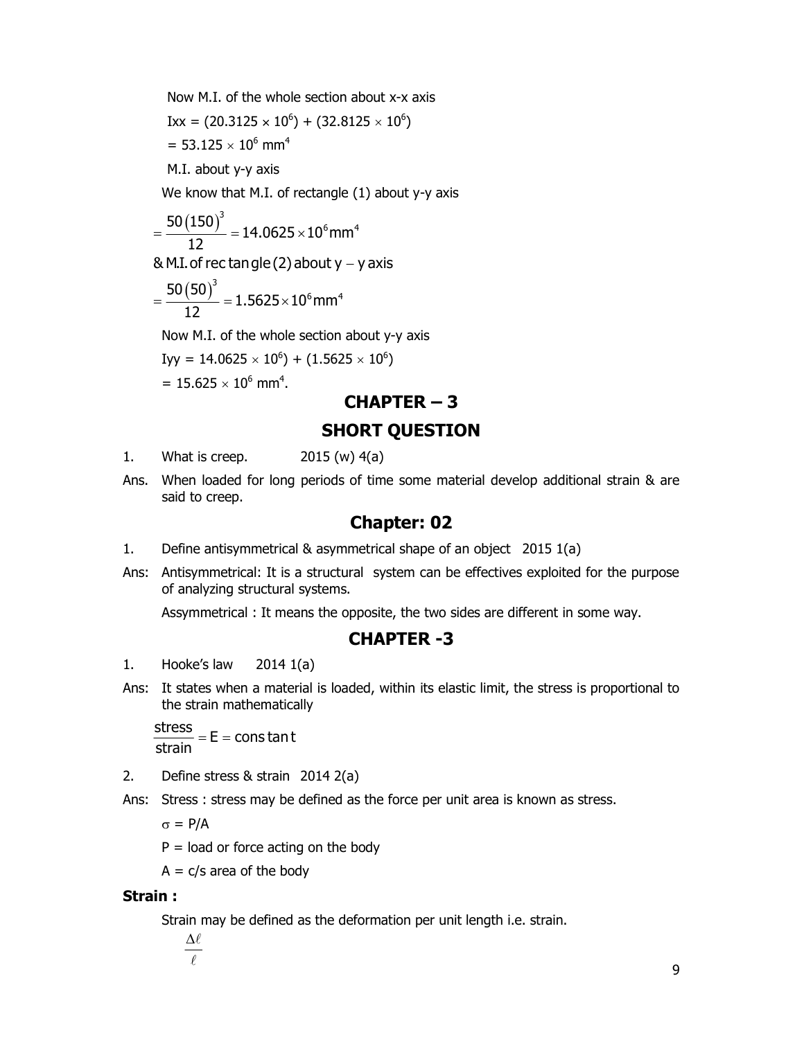Now M.I. of the whole section about x-x axis

$I_{xx} = (20.3125 \times 10^6) + (32.8125 \times 10^6)$

$= 53.125 \times 10^6 \text{ mm}^4$

M.I. about y-y axis

We know that M.I. of rectangle (1) about y-y axis

$$= \frac{50(150)^3}{12} = 14.0625 \times 10^6 \text{mm}^4$$

& M.I. of rectangle (2) about y – y axis

$$= \frac{50(50)^3}{12} = 1.5625 \times 10^6 \text{mm}^4$$

Now M.I. of the whole section about y-y axis

$I_{yy} = 14.0625 \times 10^6) + (1.5625 \times 10^6)$

$= 15.625 \times 10^6 \text{ mm}^4$.

# CHAPTER – 3

# SHORT QUESTION

1. What is creep. 2015 (w) 4(a)

Ans. When loaded for long periods of time some material develop additional strain & are said to creep.

# Chapter: 02

1. Define antisymmetrical & asymmetrical shape of an object 2015 1(a)

Ans: Antisymmetrical: It is a structural system can be effectives exploited for the purpose of analyzing structural systems.

Assymmetrical : It means the opposite, the two sides are different in some way.

# CHAPTER -3

1. Hooke's law 2014 1(a)

Ans: It states when a material is loaded, within its elastic limit, the stress is proportional to the strain mathematically

$$\frac{\text{stress}}{\text{strain}} = E = \text{constant}$$

2. Define stress & strain 2014 2(a)

Ans: Stress : stress may be defined as the force per unit area is known as stress.

$\sigma = P/A$

$P$ = load or force acting on the body

$A$ = c/s area of the body

**Strain :**

Strain may be defined as the deformation per unit length i.e. strain.

$$\frac{\Delta \ell}{\ell}$$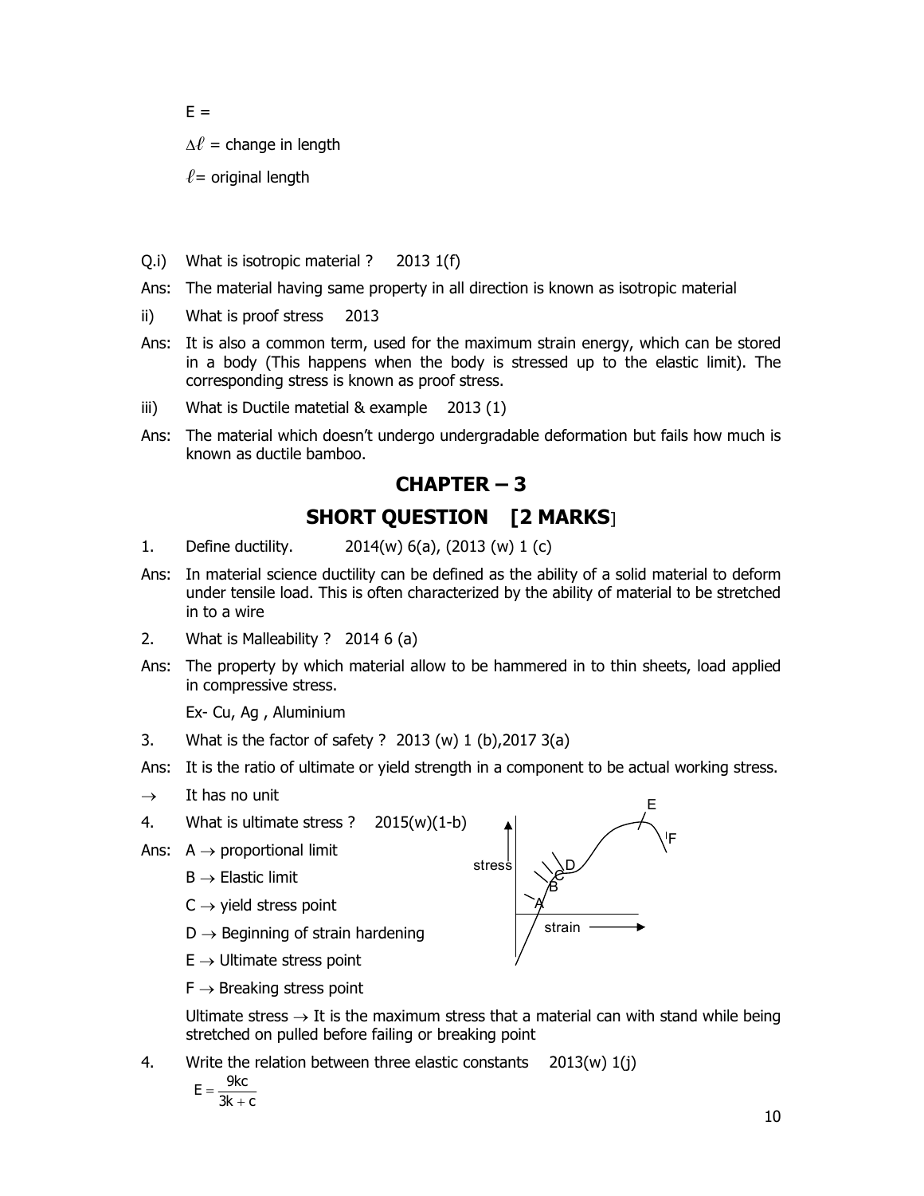E =

$\Delta\ell$ = change in length

$\ell$= original length

Q.i) What is isotropic material ? 2013 1(f)

Ans: The material having same property in all direction is known as isotropic material

ii) What is proof stress 2013

Ans: It is also a common term, used for the maximum strain energy, which can be stored in a body (This happens when the body is stressed up to the elastic limit). The corresponding stress is known as proof stress.

iii) What is Ductile matetial & example 2013 (1)

Ans: The material which doesn't undergo undergradable deformation but fails how much is known as ductile bamboo.

## CHAPTER – 3

## SHORT QUESTION [2 MARKS]

1. Define ductility. 2014(w) 6(a), (2013 (w) 1 (c)

Ans: In material science ductility can be defined as the ability of a solid material to deform under tensile load. This is often characterized by the ability of material to be stretched in to a wire

2. What is Malleability ? 2014 6 (a)

Ans: The property by which material allow to be hammered in to thin sheets, load applied in compressive stress.

Ex- Cu, Ag , Aluminium

3. What is the factor of safety ? 2013 (w) 1 (b),2017 3(a)

Ans: It is the ratio of ultimate or yield strength in a component to be actual working stress.

$\rightarrow$ It has no unit

4. What is ultimate stress ? 2015(w)(1-b)

Ans: A $\rightarrow$ proportional limit

B $\rightarrow$ Elastic limit

C $\rightarrow$ yield stress point

D $\rightarrow$ Beginning of strain hardening

E $\rightarrow$ Ultimate stress point

F $\rightarrow$ Breaking stress point

Ultimate stress $\rightarrow$ It is the maximum stress that a material can with stand while being stretched on pulled before failing or breaking point

4. Write the relation between three elastic constants 2013(w) 1(j)

$$E = \frac{9kc}{3k + c}$$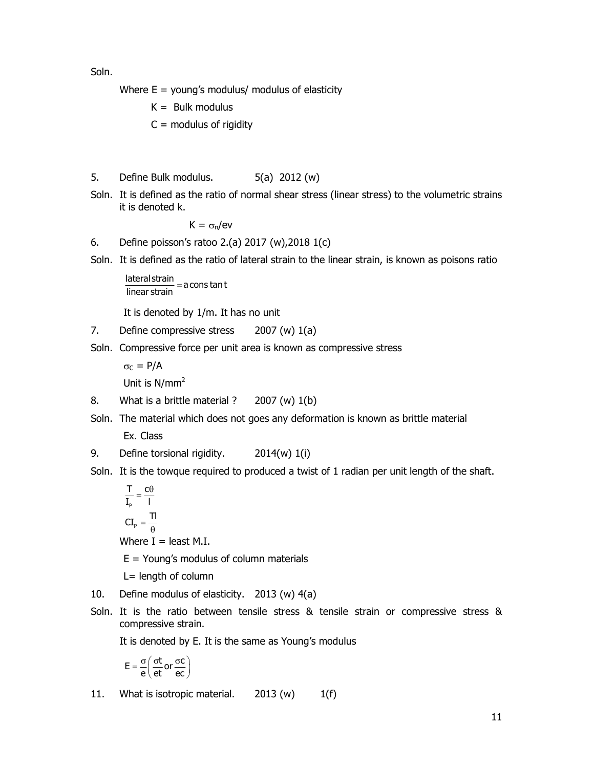Soln.

Where E = young's modulus/ modulus of elasticity

K = Bulk modulus

C = modulus of rigidity

5. Define Bulk modulus. 5(a) 2012 (w)

Soln. It is defined as the ratio of normal shear stress (linear stress) to the volumetric strains it is denoted k.

$$K = \sigma_n/ev$$

6. Define poisson's ratoo 2.(a) 2017 (w),2018 1(c)

Soln. It is defined as the ratio of lateral strain to the linear strain, is known as poisons ratio

$$\frac{\text{lateral strain}}{\text{linear strain}} = \text{a constant}$$

It is denoted by 1/m. It has no unit

7. Define compressive stress 2007 (w) 1(a)

Soln. Compressive force per unit area is known as compressive stress

$\sigma_C = P/A$

Unit is $N/mm^2$

8. What is a brittle material ? 2007 (w) 1(b)

Soln. The material which does not goes any deformation is known as brittle material

Ex. Class

9. Define torsional rigidity. 2014(w) 1(i)

Soln. It is the towque required to produced a twist of 1 radian per unit length of the shaft.

$$\frac{T}{I_P} = \frac{c\theta}{l}$$

$$CI_P = \frac{Tl}{\theta}$$

Where I = least M.I.

E = Young's modulus of column materials

L= length of column

10. Define modulus of elasticity. 2013 (w) 4(a)

Soln. It is the ratio between tensile stress & tensile strain or compressive stress & compressive strain.

It is denoted by E. It is the same as Young's modulus

$$E = \frac{\sigma}{e}\left(\frac{\sigma t}{et} \text{ or } \frac{\sigma c}{ec}\right)$$

11. What is isotropic material. 2013 (w) 1(f)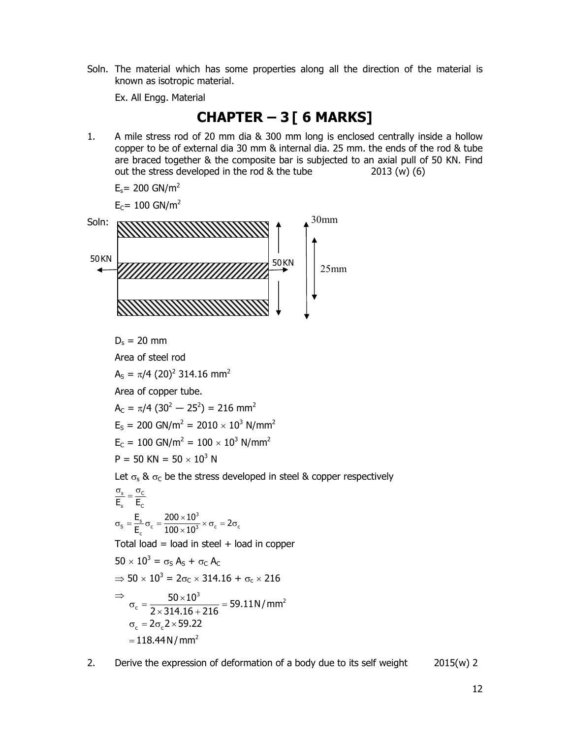Soln. The material which has some properties along all the direction of the material is known as isotropic material.

Ex. All Engg. Material

# CHAPTER – 3 [ 6 MARKS]

1. A mile stress rod of 20 mm dia & 300 mm long is enclosed centrally inside a hollow copper to be of external dia 30 mm & internal dia. 25 mm. the ends of the rod & tube are braced together & the composite bar is subjected to an axial pull of 50 KN. Find out the stress developed in the rod & the tube 2013 (w) (6)

   $E_s = 200\ GN/m^2$

   $E_C = 100\ GN/m^2$

Soln:

50 KN — 50 KN — 30mm — 25mm

$D_s = 20$ mm

Area of steel rod

$A_S = \pi/4\ (20)^2\ 314.16\ mm^2$

Area of copper tube.

$A_C = \pi/4\ (30^2 - 25^2) = 216\ mm^2$

$E_S = 200\ GN/m^2 = 2010 \times 10^3\ N/mm^2$

$E_C = 100\ GN/m^2 = 100 \times 10^3\ N/mm^2$

$P = 50\ KN = 50 \times 10^3\ N$

Let $\sigma_s$ & $\sigma_C$ be the stress developed in steel & copper respectively

$$\frac{\sigma_s}{E_s} = \frac{\sigma_C}{E_C}$$

$$\sigma_S = \frac{E_s}{E_c}\sigma_c = \frac{200 \times 10^3}{100 \times 10^3} \times \sigma_c = 2\sigma_c$$

Total load = load in steel + load in copper

$50 \times 10^3 = \sigma_S A_S + \sigma_C A_C$

$\Rightarrow 50 \times 10^3 = 2\sigma_C \times 314.16 + \sigma_c \times 216$

$$\Rightarrow \sigma_c = \frac{50 \times 10^3}{2 \times 314.16 + 216} = 59.11\,N/mm^2$$

$$\sigma_c = 2\sigma_c 2 \times 59.22$$

$$= 118.44\,N/mm^2$$

2. Derive the expression of deformation of a body due to its self weight 2015(w) 2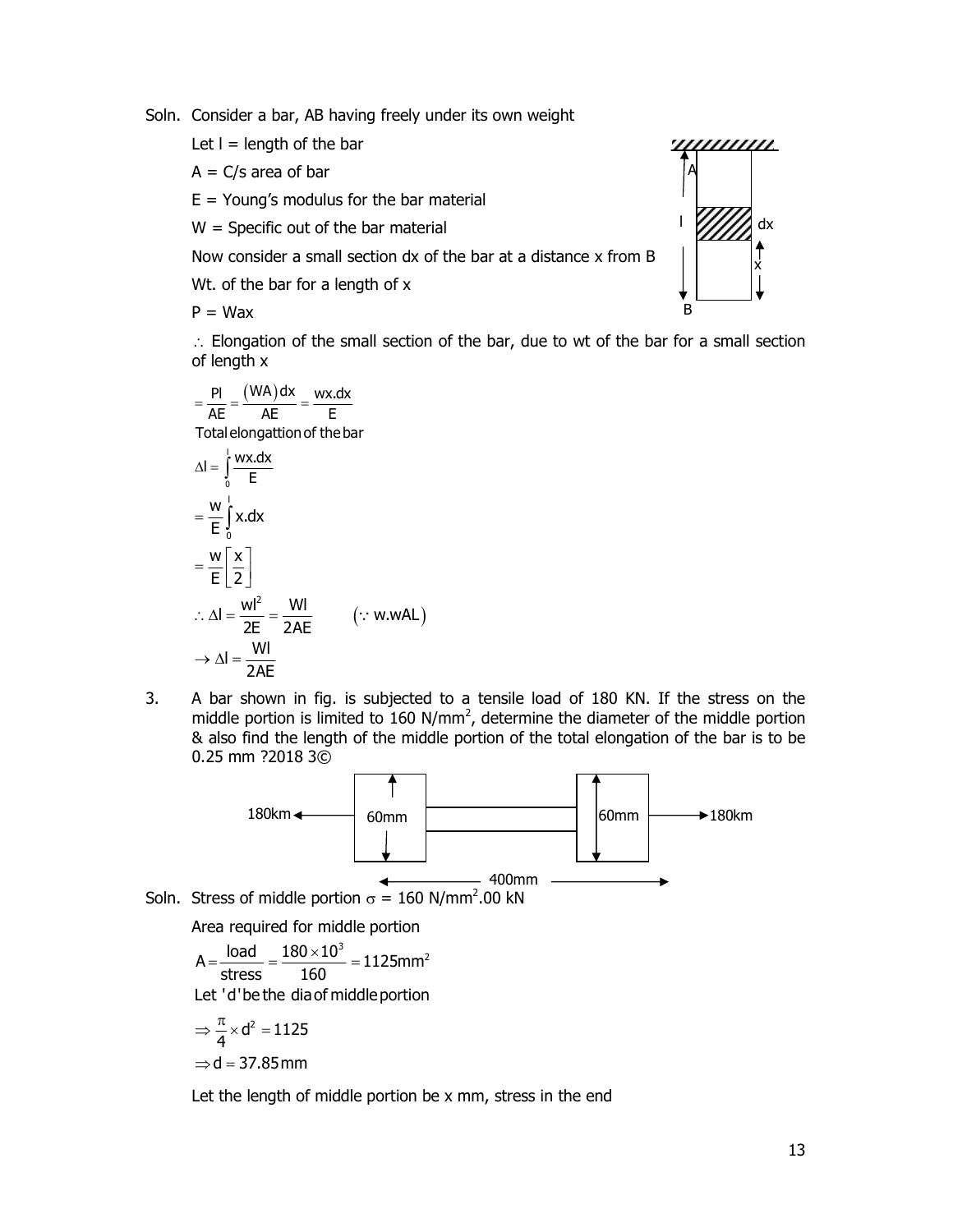Soln. Consider a bar, AB having freely under its own weight

Let l = length of the bar

A = C/s area of bar

E = Young's modulus for the bar material

W = Specific out of the bar material

Now consider a small section dx of the bar at a distance x from B

Wt. of the bar for a length of x

P = Wax

$\therefore$ Elongation of the small section of the bar, due to wt of the bar for a small section of length x

$$= \frac{Pl}{AE} = \frac{(WA)dx}{AE} = \frac{wx.dx}{E}$$

Total elongattion of the bar

$$\Delta l = \int_0^l \frac{wx.dx}{E}$$

$$= \frac{w}{E}\int_0^l x.dx$$

$$= \frac{w}{E}\left[\frac{x}{2}\right]$$

$$\therefore \Delta l = \frac{wl^2}{2E} = \frac{Wl}{2AE} \qquad (\because w.wAL)$$

$$\rightarrow \Delta l = \frac{Wl}{2AE}$$

3. A bar shown in fig. is subjected to a tensile load of 180 KN. If the stress on the middle portion is limited to 160 N/mm$^2$, determine the diameter of the middle portion & also find the length of the middle portion of the total elongation of the bar is to be 0.25 mm ?2018 3©

180km ← | 60mm | ——— | 60mm | → 180km

400mm

Soln. Stress of middle portion $\sigma$ = 160 N/mm$^2$.00 kN

Area required for middle portion

$$A = \frac{load}{stress} = \frac{180 \times 10^3}{160} = 1125 mm^2$$

Let 'd' be the dia of middle portion

$$\Rightarrow \frac{\pi}{4} \times d^2 = 1125$$

$$\Rightarrow d = 37.85 mm$$

Let the length of middle portion be x mm, stress in the end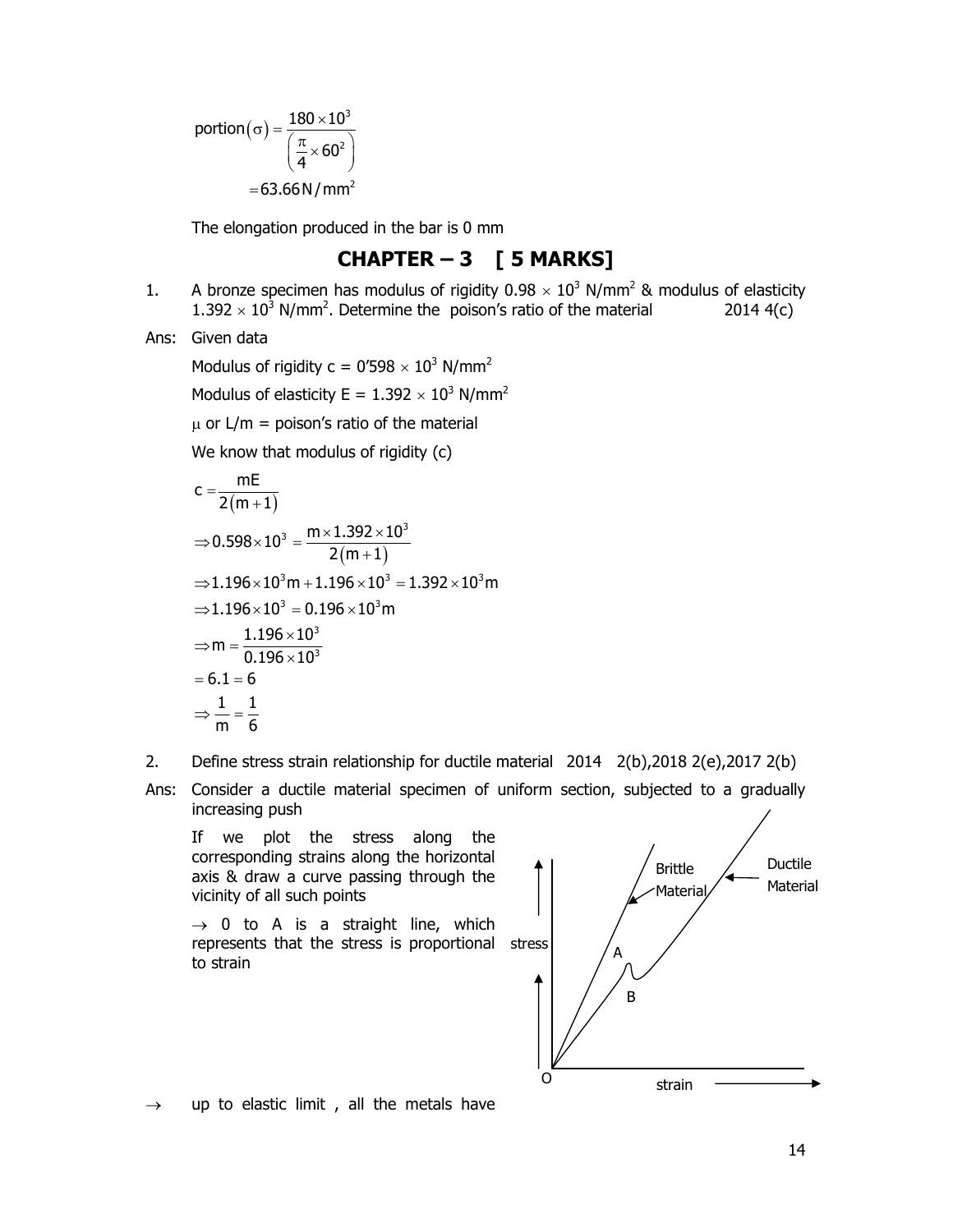$$\text{portion}(\sigma) = \frac{180 \times 10^3}{\left(\frac{\pi}{4} \times 60^2\right)}$$

$$= 63.66\,\text{N/mm}^2$$

The elongation produced in the bar is 0 mm

## CHAPTER – 3 [ 5 MARKS]

1. A bronze specimen has modulus of rigidity $0.98 \times 10^3$ N/mm$^2$ & modulus of elasticity $1.392 \times 10^3$ N/mm$^2$. Determine the poison's ratio of the material   2014 4(c)

Ans: Given data

Modulus of rigidity c = 0'598 $\times 10^3$ N/mm$^2$

Modulus of elasticity E = $1.392 \times 10^3$ N/mm$^2$

$\mu$ or L/m = poison's ratio of the material

We know that modulus of rigidity (c)

$$c = \frac{mE}{2(m+1)}$$

$$\Rightarrow 0.598 \times 10^3 = \frac{m \times 1.392 \times 10^3}{2(m+1)}$$

$$\Rightarrow 1.196 \times 10^3 m + 1.196 \times 10^3 = 1.392 \times 10^3 m$$

$$\Rightarrow 1.196 \times 10^3 = 0.196 \times 10^3 m$$

$$\Rightarrow m = \frac{1.196 \times 10^3}{0.196 \times 10^3}$$

$$= 6.1 = 6$$

$$\Rightarrow \frac{1}{m} = \frac{1}{6}$$

2. Define stress strain relationship for ductile material   2014 2(b),2018 2(e),2017 2(b)

Ans: Consider a ductile material specimen of uniform section, subjected to a gradually increasing push

If we plot the stress along the corresponding strains along the horizontal axis & draw a curve passing through the vicinity of all such points

→ 0 to A is a straight line, which represents that the stress is proportional to strain

→ up to elastic limit , all the metals have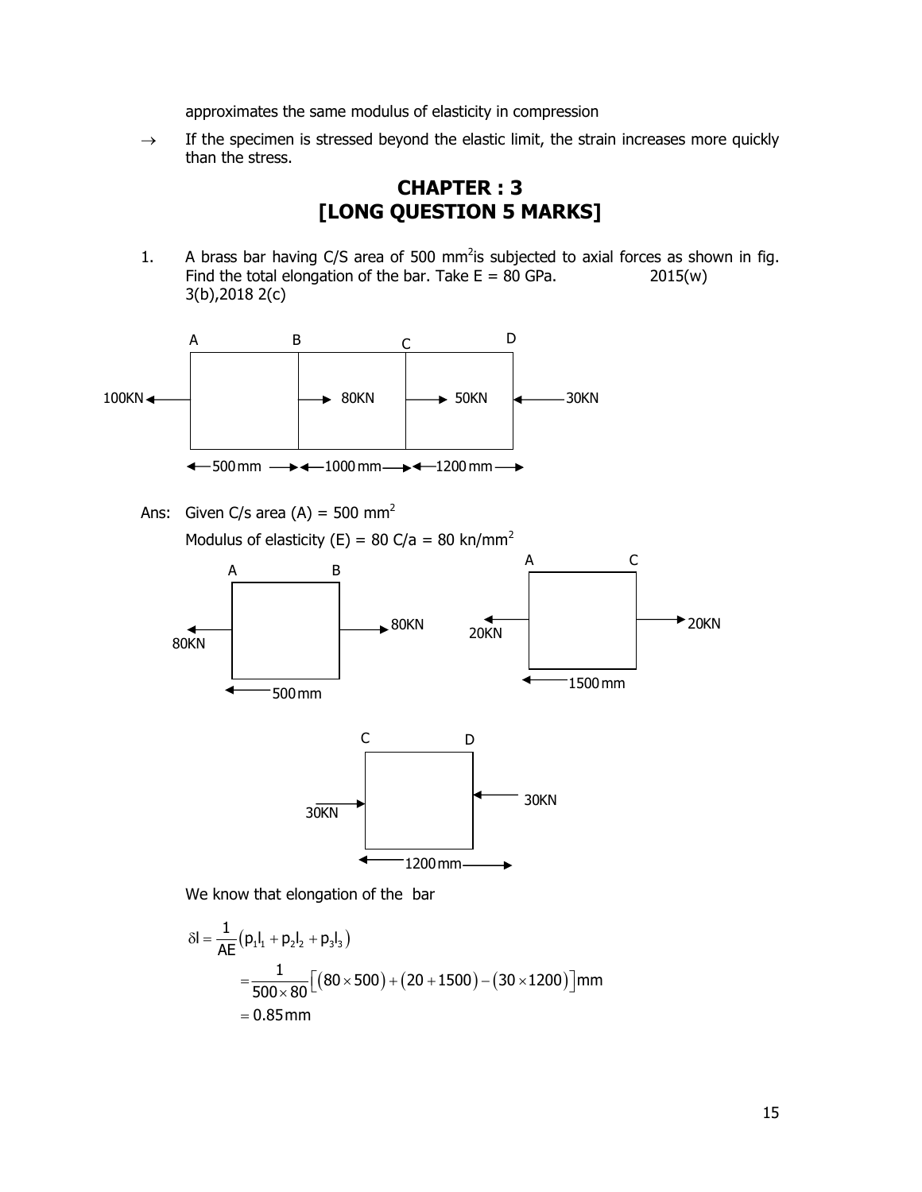approximates the same modulus of elasticity in compression

→ If the specimen is stressed beyond the elastic limit, the strain increases more quickly than the stress.

# CHAPTER : 3
# [LONG QUESTION 5 MARKS]

1. A brass bar having C/S area of 500 $mm^2$ is subjected to axial forces as shown in fig. Find the total elongation of the bar. Take E = 80 GPa. 2015(w) 3(b),2018 2(c)

A B C D

100KN ← | → 80KN | → 50KN | ← 30KN

←500mm→←1000mm→←1200mm→

Ans: Given C/s area (A) = 500 $mm^2$

Modulus of elasticity (E) = 80 C/a = 80 kn/$mm^2$

A B: 80KN ← | → 80KN, 500mm

A C: 20KN ← | → 20KN, 1500mm

C D: 30KN → | ← 30KN, 1200mm

We know that elongation of the bar

$$\delta l = \frac{1}{AE}\left(p_1 l_1 + p_2 l_2 + p_3 l_3\right)$$

$$= \frac{1}{500 \times 80}\left[(80 \times 500) + (20 + 1500) - (30 \times 1200)\right] mm$$

$$= 0.85 mm$$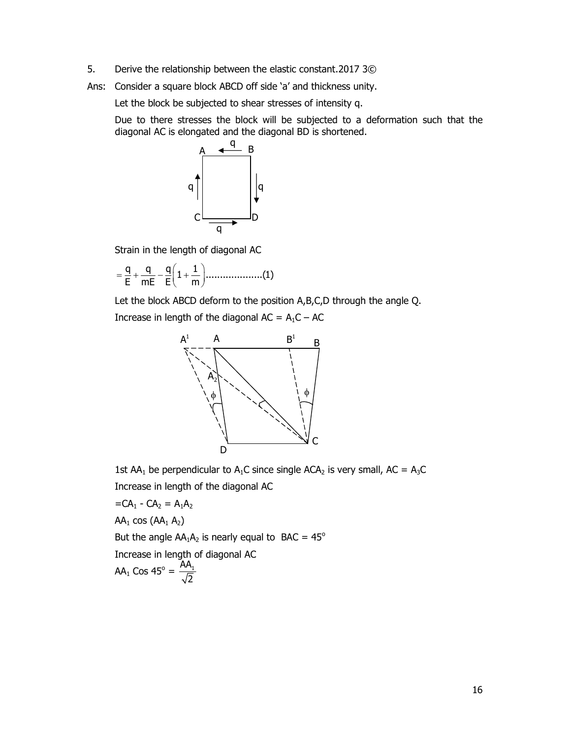5. Derive the relationship between the elastic constant.2017 3©

Ans: Consider a square block ABCD off side 'a' and thickness unity.

Let the block be subjected to shear stresses of intensity q.

Due to there stresses the block will be subjected to a deformation such that the diagonal AC is elongated and the diagonal BD is shortened.

Strain in the length of diagonal AC

$$= \frac{q}{E} + \frac{q}{mE} - \frac{q}{E}\left(1 + \frac{1}{m}\right) \text{....................(1)}$$

Let the block ABCD deform to the position A,B,C,D through the angle Q.

Increase in length of the diagonal AC = $A_1C$ – AC

1st $AA_1$ be perpendicular to $A_1C$ since single $ACA_2$ is very small, AC = $A_3C$

Increase in length of the diagonal AC

$= CA_1 - CA_2 = A_1A_2$

$AA_1 \cos (AA_1 A_2)$

But the angle $AA_1A_2$ is nearly equal to BAC = $45^o$

Increase in length of diagonal AC

$AA_1 \text{ Cos } 45^o = \frac{AA_1}{\sqrt{2}}$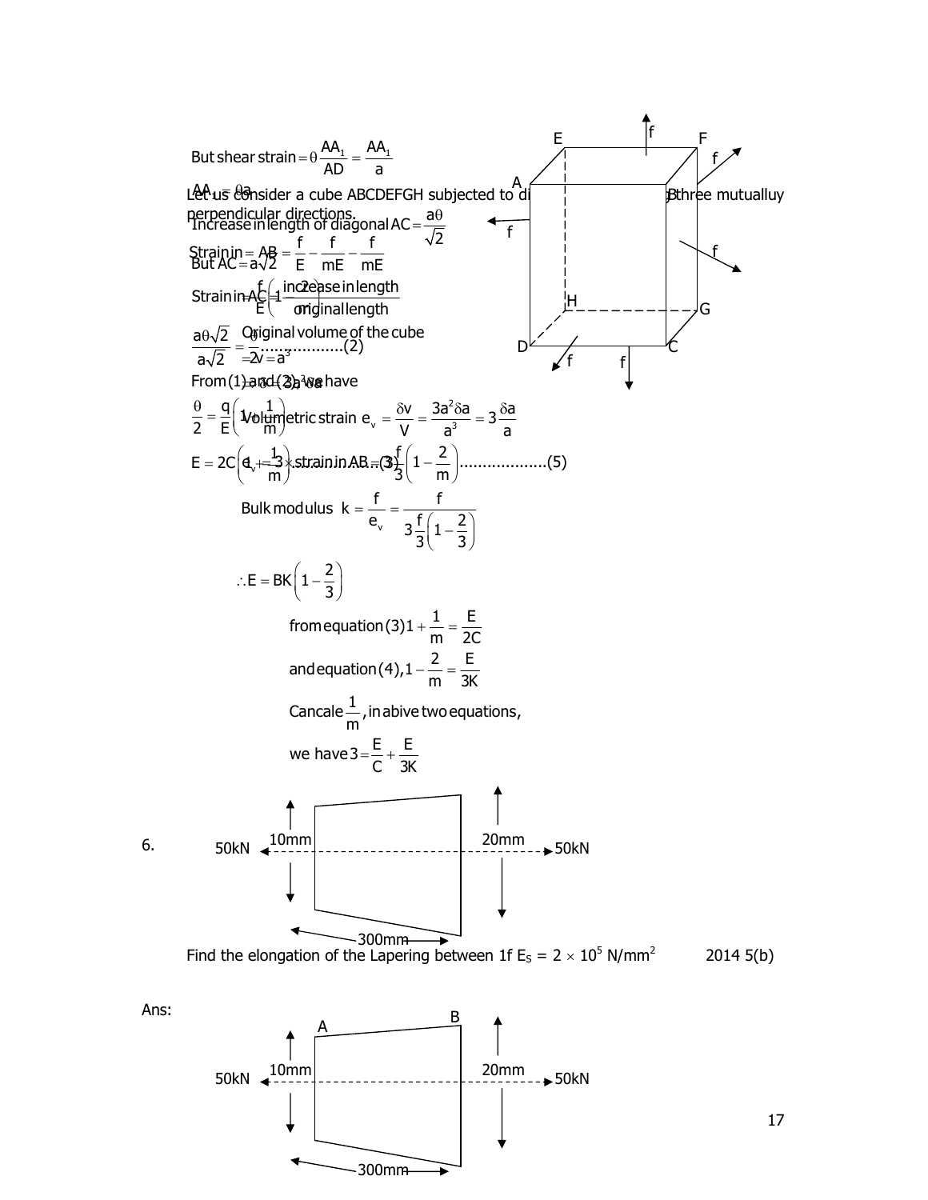But shear strain $= \theta \frac{AA_1}{AD} = \frac{AA_1}{a}$

$AA_1 = \theta a$

Let us consider a cube ABCDEFGH subjected to direct stresses f along three mutually perpendicular directions.

Increase in length of diagonal $AC = \frac{a\theta}{\sqrt{2}}$

Strain in $AB = \frac{f}{E} - \frac{f}{mE} - \frac{f}{mE}$

But $AC = a\sqrt{2}$

Strain in $AC = \frac{f}{E}\left(1 - \frac{2}{m}\right)$

Strain in $AC = \frac{\text{increase in length}}{\text{original length}}$

$\frac{a\theta\sqrt{2}}{a\sqrt{2}} = \frac{\theta}{2}$ ..................(2)

Original volume of the cube $= v = a^3$

$\therefore \delta v = 3a^2 \delta a$

From (1) and (2) we have

$\frac{\theta}{2} = \frac{q}{E}\left(1 + \frac{1}{m}\right)$

Volumetric strain $e_v = \frac{\delta v}{V} = \frac{3a^2 \delta a}{a^3} = 3\frac{\delta a}{a}$

$E = 2C\left(1 + \frac{1}{m}\right)$ ..................(3)

$e_v = 3 \times \text{strain in AB} = 3\frac{f}{3}\left(1 - \frac{2}{m}\right)$ ..................(5)

Bulk modulus $k = \frac{f}{e_v} = \frac{f}{3\frac{f}{3}\left(1 - \frac{2}{3}\right)}$

$\therefore E = BK\left(1 - \frac{2}{3}\right)$

from equation (3) $1 + \frac{1}{m} = \frac{E}{2C}$

and equation (4), $1 - \frac{2}{m} = \frac{E}{3K}$

Cancale $\frac{1}{m}$, in abive two equations,

we have $3 = \frac{E}{C} + \frac{E}{3K}$

6. Find the elongation of the Lapering between 1f $E_S = 2 \times 10^5$ N/mm$^2$ 2014 5(b)

(Figure: tapered bar, 10mm end and 20mm end, length 300mm, axial load 50kN at each end)

Ans:

(Figure: tapered bar AB, 10mm end at A and 20mm end at B, length 300mm, axial load 50kN at each end)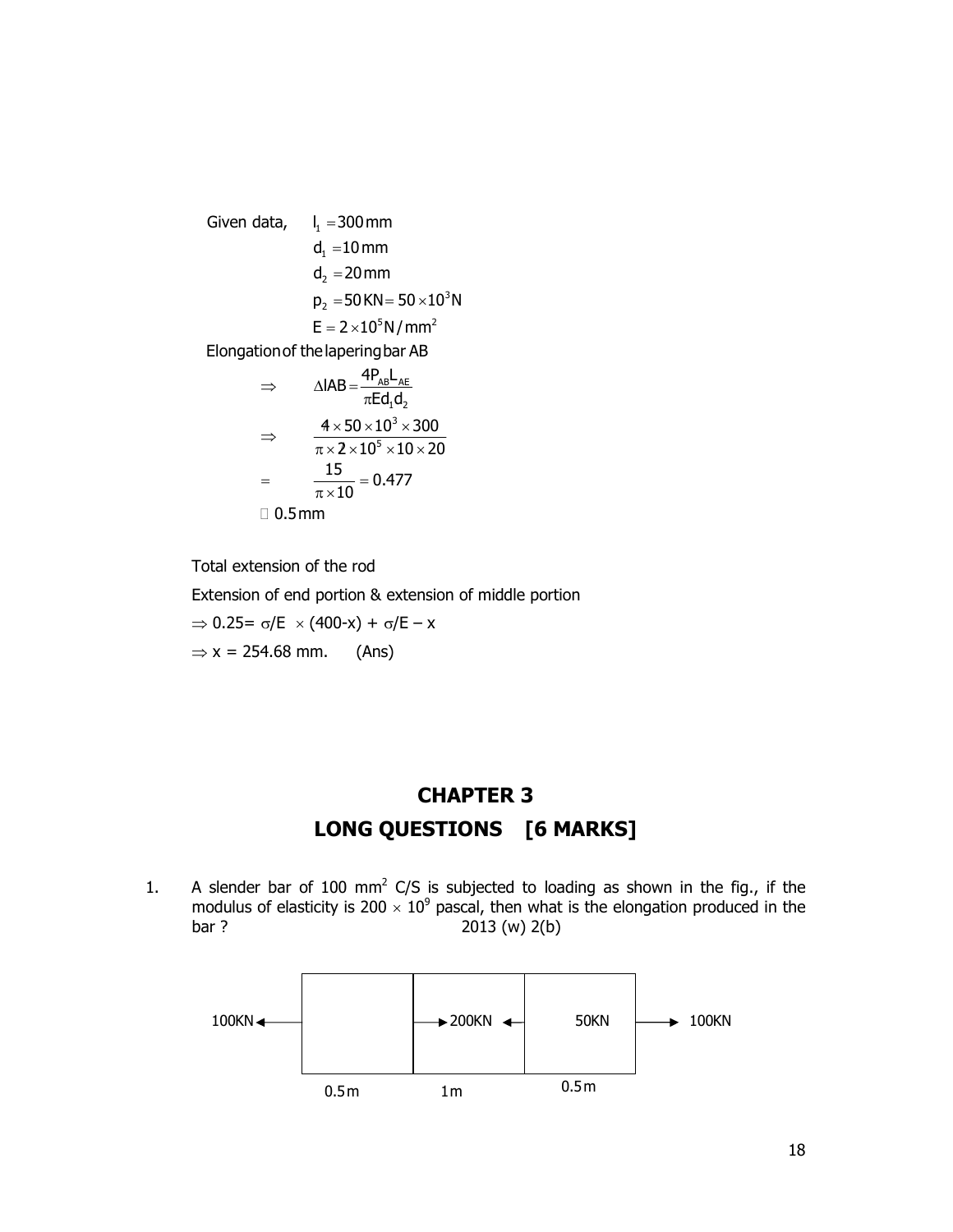Given data, $l_1 = 300\,mm$

$d_1 = 10\,mm$

$d_2 = 20\,mm$

$p_2 = 50\,KN = 50 \times 10^3 N$

$E = 2 \times 10^5 N/mm^2$

Elongation of the lapering bar AB

$$\Rightarrow \quad \Delta lAB = \frac{4P_{AB}L_{AE}}{\pi E d_1 d_2}$$

$$\Rightarrow \quad \frac{4 \times 50 \times 10^3 \times 300}{\pi \times 2 \times 10^5 \times 10 \times 20}$$

$$= \quad \frac{15}{\pi \times 10} = 0.477$$

$\approx 0.5\,mm$

Total extension of the rod

Extension of end portion & extension of middle portion

$\Rightarrow 0.25 = \sigma/E \times (400\text{-}x) + \sigma/E - x$

$\Rightarrow x = 254.68$ mm. (Ans)

# CHAPTER 3

## LONG QUESTIONS [6 MARKS]

1. A slender bar of 100 $mm^2$ C/S is subjected to loading as shown in the fig., if the modulus of elasticity is $200 \times 10^9$ pascal, then what is the elongation produced in the bar ? 2013 (w) 2(b)

100KN ← | → 200KN | ← 50KN | → 100KN

0.5 m | 1 m | 0.5 m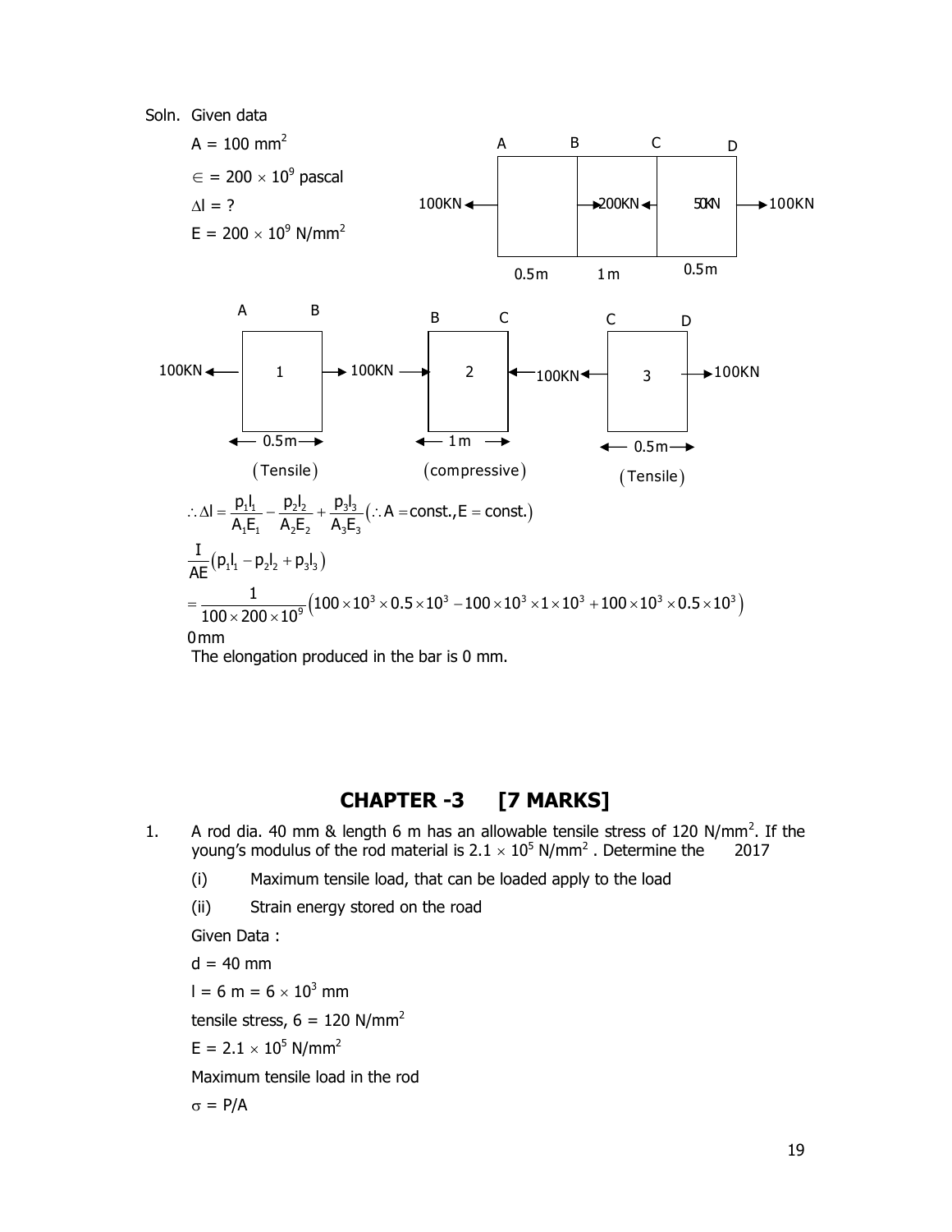Soln. Given data

$A = 100\ mm^2$

$\in = 200 \times 10^9$ pascal

$\Delta l = ?$

$E = 200 \times 10^9\ N/mm^2$

A B C D

100KN ← | | →200KN← | 50KN | →100KN

0.5m 1m 0.5m

A B — 100KN ← | 1 | → 100KN — 0.5m (Tensile)

B C — 100KN → | 2 | ← 100KN — 1m (compressive)

C D — 100KN ← | 3 | → 100KN — 0.5m (Tensile)

$$\therefore \Delta l = \frac{p_1 l_1}{A_1 E_1} - \frac{p_2 l_2}{A_2 E_2} + \frac{p_3 l_3}{A_3 E_3} (\therefore A = \text{const.}, E = \text{const.})$$

$$\frac{I}{AE}(p_1 l_1 - p_2 l_2 + p_3 l_3)$$

$$= \frac{1}{100 \times 200 \times 10^9}(100 \times 10^3 \times 0.5 \times 10^3 - 100 \times 10^3 \times 1 \times 10^3 + 100 \times 10^3 \times 0.5 \times 10^3)$$

0mm

The elongation produced in the bar is 0 mm.

## CHAPTER -3 [7 MARKS]

1. A rod dia. 40 mm & length 6 m has an allowable tensile stress of 120 $N/mm^2$. If the young's modulus of the rod material is $2.1 \times 10^5\ N/mm^2$ . Determine the 2017

   (i) Maximum tensile load, that can be loaded apply to the load

   (ii) Strain energy stored on the road

   Given Data :

   $d = 40$ mm

   $l = 6\ m = 6 \times 10^3$ mm

   tensile stress, $6 = 120\ N/mm^2$

   $E = 2.1 \times 10^5\ N/mm^2$

   Maximum tensile load in the rod

   $\sigma = P/A$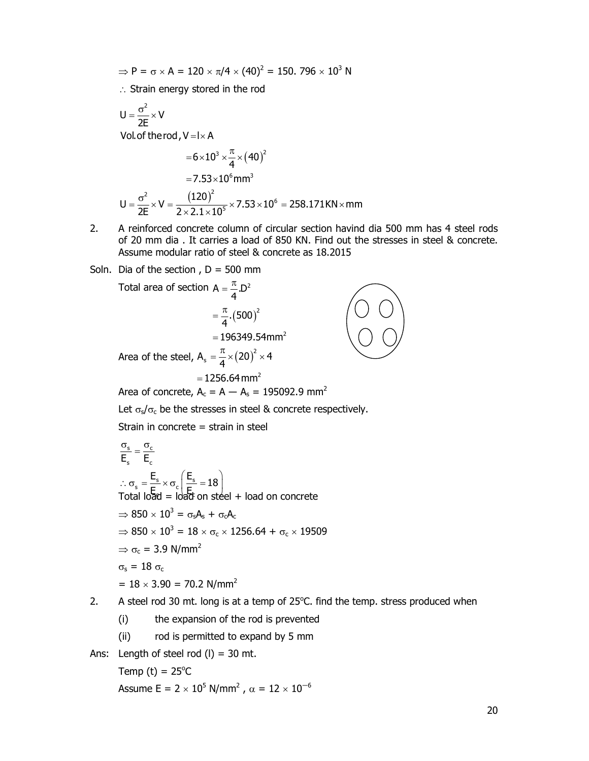$\Rightarrow P = \sigma \times A = 120 \times \pi/4 \times (40)^2 = 150.\ 796 \times 10^3$ N

$\therefore$ Strain energy stored in the rod

$$U = \frac{\sigma^2}{2E} \times V$$

Vol. of the rod, $V = l \times A$

$$= 6 \times 10^3 \times \frac{\pi}{4} \times (40)^2$$

$$= 7.53 \times 10^6 \text{mm}^3$$

$$U = \frac{\sigma^2}{2E} \times V = \frac{(120)^2}{2 \times 2.1 \times 10^5} \times 7.53 \times 10^6 = 258.171 \text{KN} \times \text{mm}$$

2. A reinforced concrete column of circular section havind dia 500 mm has 4 steel rods of 20 mm dia . It carries a load of 850 KN. Find out the stresses in steel & concrete. Assume modular ratio of steel & concrete as 18.2015

Soln. Dia of the section , D = 500 mm

Total area of section $A = \frac{\pi}{4}.D^2$

$$= \frac{\pi}{4}.(500)^2$$

$$= 196349.54 \text{mm}^2$$

Area of the steel, $A_s = \frac{\pi}{4} \times (20)^2 \times 4$

$$= 1256.64 \text{mm}^2$$

Area of concrete, $A_c = A - A_s = 195092.9 \text{ mm}^2$

Let $\sigma_s/\sigma_c$ be the stresses in steel & concrete respectively.

Strain in concrete = strain in steel

$$\frac{\sigma_s}{E_s} = \frac{\sigma_c}{E_c}$$

$$\therefore \sigma_s = \frac{E_s}{E_c} \times \sigma_c \left( \frac{E_s}{E_c} = 18 \right)$$

Total load = load on steel + load on concrete

$\Rightarrow 850 \times 10^3 = \sigma_s A_s + \sigma_c A_c$

$\Rightarrow 850 \times 10^3 = 18 \times \sigma_c \times 1256.64 + \sigma_c \times 19509$

$\Rightarrow \sigma_c = 3.9 \text{ N/mm}^2$

$\sigma_s = 18\ \sigma_c$

$= 18 \times 3.90 = 70.2 \text{ N/mm}^2$

2. A steel rod 30 mt. long is at a temp of 25°C. find the temp. stress produced when

   (i) the expansion of the rod is prevented

   (ii) rod is permitted to expand by 5 mm

Ans: Length of steel rod (l) = 30 mt.

Temp (t) = 25°C

Assume $E = 2 \times 10^5 \text{ N/mm}^2$ , $\alpha = 12 \times 10^{-6}$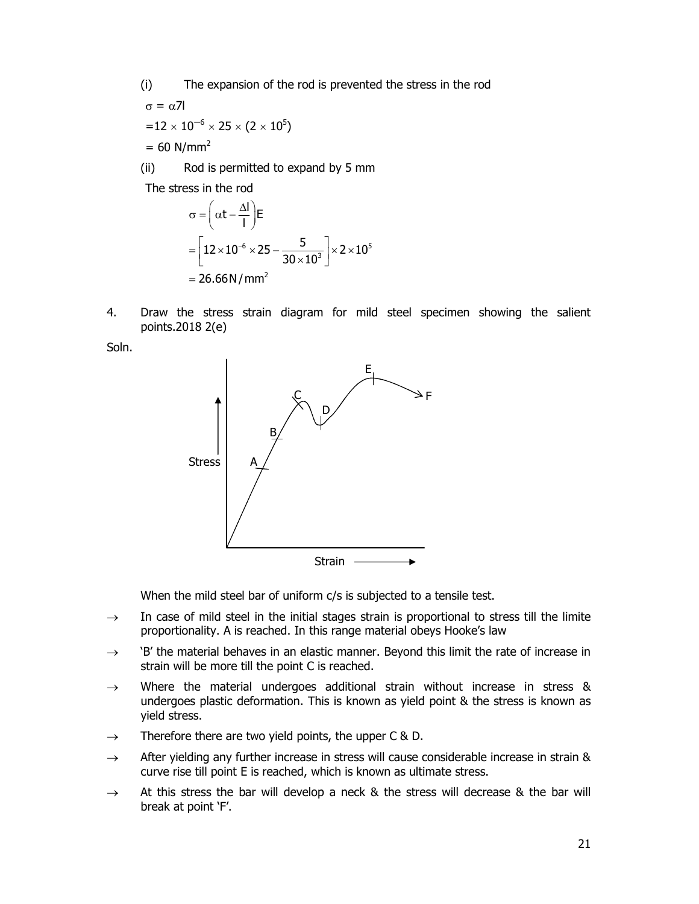(i) The expansion of the rod is prevented the stress in the rod

$\sigma = \alpha 7l$

$= 12 \times 10^{-6} \times 25 \times (2 \times 10^5)$

$= 60 \text{ N/mm}^2$

(ii) Rod is permitted to expand by 5 mm

The stress in the rod

$$\sigma = \left(\alpha t - \frac{\Delta l}{l}\right)E$$

$$= \left[12 \times 10^{-6} \times 25 - \frac{5}{30 \times 10^3}\right] \times 2 \times 10^5$$

$$= 26.66 \text{N/mm}^2$$

4. Draw the stress strain diagram for mild steel specimen showing the salient points.2018 2(e)

Soln.

When the mild steel bar of uniform c/s is subjected to a tensile test.

→ In case of mild steel in the initial stages strain is proportional to stress till the limite proportionality. A is reached. In this range material obeys Hooke's law

→ 'B' the material behaves in an elastic manner. Beyond this limit the rate of increase in strain will be more till the point C is reached.

→ Where the material undergoes additional strain without increase in stress & undergoes plastic deformation. This is known as yield point & the stress is known as yield stress.

→ Therefore there are two yield points, the upper C & D.

→ After yielding any further increase in stress will cause considerable increase in strain & curve rise till point E is reached, which is known as ultimate stress.

→ At this stress the bar will develop a neck & the stress will decrease & the bar will break at point 'F'.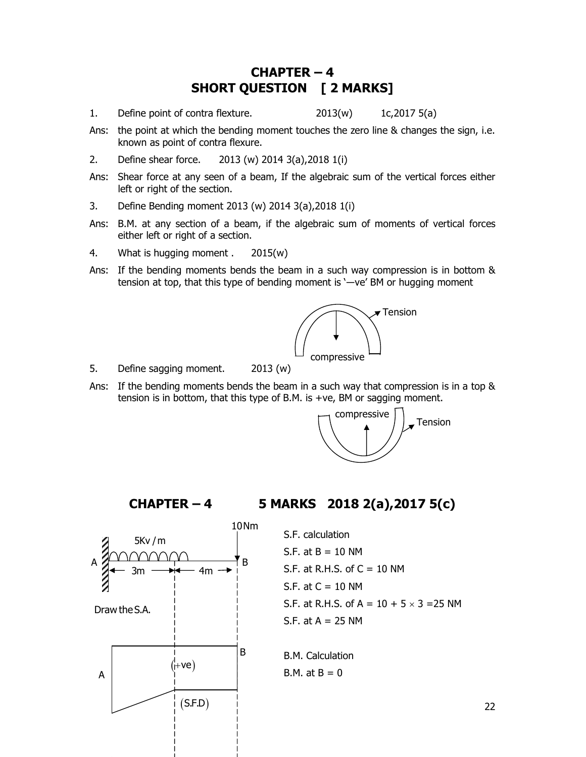# CHAPTER – 4
## SHORT QUESTION [ 2 MARKS]

1. Define point of contra flexture. 2013(w) 1c,2017 5(a)

Ans: the point at which the bending moment touches the zero line & changes the sign, i.e. known as point of contra flexure.

2. Define shear force. 2013 (w) 2014 3(a),2018 1(i)

Ans: Shear force at any seen of a beam, If the algebraic sum of the vertical forces either left or right of the section.

3. Define Bending moment 2013 (w) 2014 3(a),2018 1(i)

Ans: B.M. at any section of a beam, if the algebraic sum of moments of vertical forces either left or right of a section.

4. What is hugging moment . 2015(w)

Ans: If the bending moments bends the beam in a such way compression is in bottom & tension at top, that this type of bending moment is '—ve' BM or hugging moment

Tension

compressive

5. Define sagging moment. 2013 (w)

Ans: If the bending moments bends the beam in a such way that compression is in a top & tension is in bottom, that this type of B.M. is +ve, BM or sagging moment.

compressive

Tension

## CHAPTER – 4 5 MARKS 2018 2(a),2017 5(c)

10Nm

5Kv / m

A — 3m — 4m — B

Draw the S.A.

(+ve)

(S.F.D)

S.F. calculation

S.F. at B = 10 NM

S.F. at R.H.S. of C = 10 NM

S.F. at C = 10 NM

S.F. at R.H.S. of A = $10 + 5 \times 3 = 25$ NM

S.F. at A = 25 NM

B.M. Calculation

B.M. at B = 0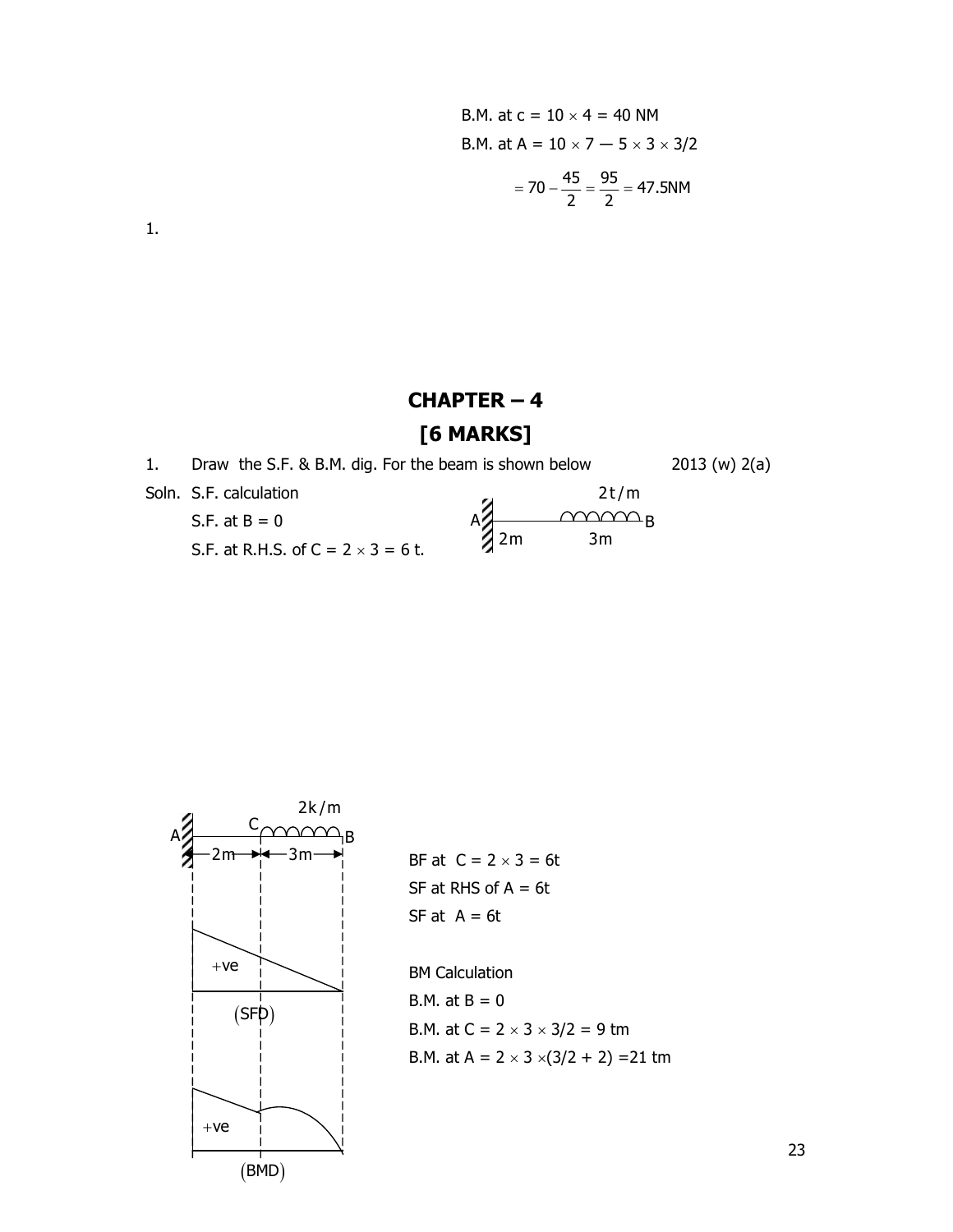B.M. at c = $10 \times 4 = 40$ NM

B.M. at A = $10 \times 7 — 5 \times 3 \times 3/2$

$$= 70 - \frac{45}{2} = \frac{95}{2} = 47.5\text{NM}$$

1.

## CHAPTER – 4

## [6 MARKS]

1. Draw the S.F. & B.M. dig. For the beam is shown below — 2013 (w) 2(a)

Soln. S.F. calculation

S.F. at B = 0

S.F. at R.H.S. of C = $2 \times 3 = 6$ t.

BF at C = $2 \times 3 = 6$t

SF at RHS of A = 6t

SF at A = 6t

BM Calculation

B.M. at B = 0

B.M. at C = $2 \times 3 \times 3/2 = 9$ tm

B.M. at A = $2 \times 3 \times (3/2 + 2) = 21$ tm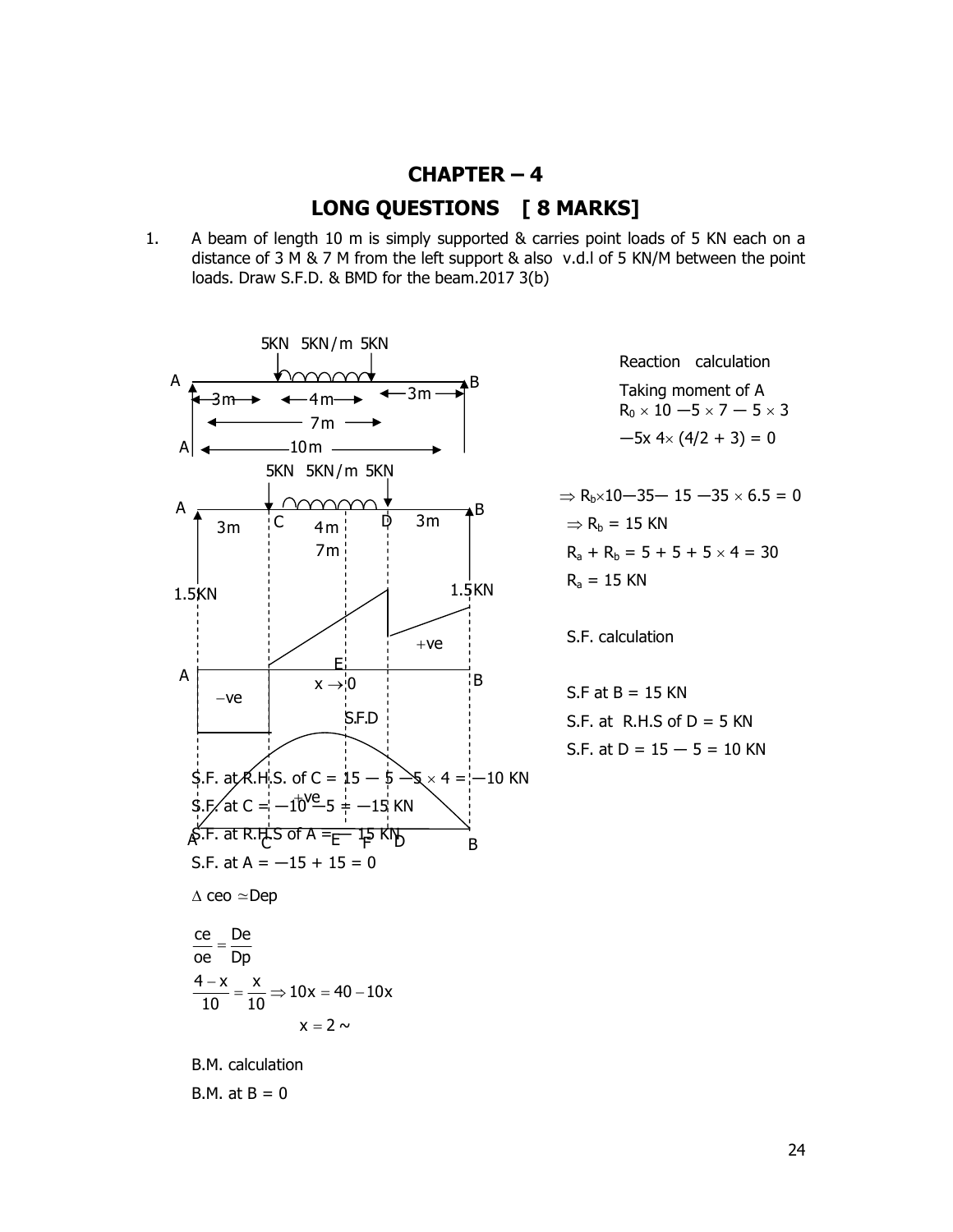# CHAPTER – 4

## LONG QUESTIONS [ 8 MARKS]

1. A beam of length 10 m is simply supported & carries point loads of 5 KN each on a distance of 3 M & 7 M from the left support & also v.d.l of 5 KN/M between the point loads. Draw S.F.D. & BMD for the beam.2017 3(b)

Reaction calculation

Taking moment of A

$R_0 \times 10 - 5 \times 7 - 5 \times 3$

$-5x\ 4 \times (4/2 + 3) = 0$

$\Rightarrow R_b \times 10 - 35 - 15 - 35 \times 6.5 = 0$

$\Rightarrow R_b = 15$ KN

$R_a + R_b = 5 + 5 + 5 \times 4 = 30$

$R_a = 15$ KN

S.F. calculation

S.F at B = 15 KN

S.F. at R.H.S of D = 5 KN

S.F. at D = 15 — 5 = 10 KN

S.F. at R.H.S. of C = 15 — 5 —5 × 4 = —10 KN

S.F. at C = —10 —5 = —15 KN

S.F. at R.H.S of A = — 15 KN

S.F. at A = —15 + 15 = 0

$\Delta$ ceo $\simeq$ Dep

$$\frac{ce}{oe} = \frac{De}{Dp}$$

$$\frac{4-x}{10} = \frac{x}{10} \Rightarrow 10x = 40 - 10x$$

$$x = 2 \sim$$

B.M. calculation

B.M. at B = 0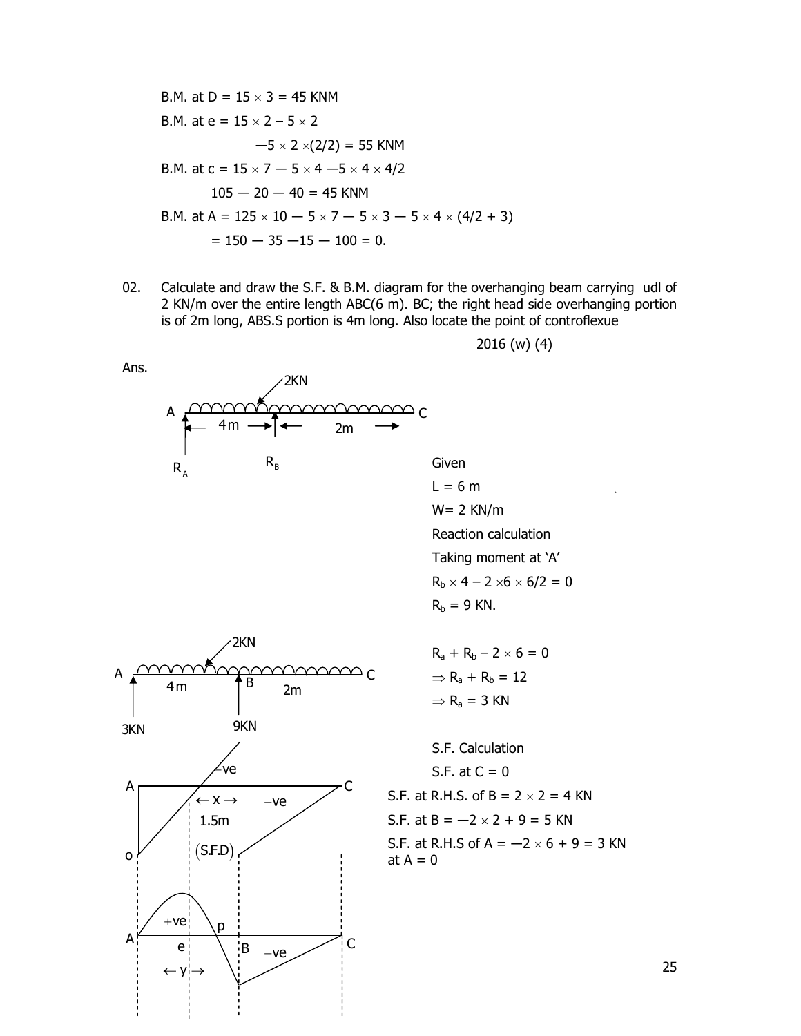B.M. at D = $15 \times 3 = 45$ KNM

B.M. at e = $15 \times 2 - 5 \times 2$

$\quad\quad - 5 \times 2 \times (2/2) = 55$ KNM

B.M. at c = $15 \times 7 - 5 \times 4 - 5 \times 4 \times 4/2$

$\quad\quad 105 - 20 - 40 = 45$ KNM

B.M. at A = $125 \times 10 - 5 \times 7 - 5 \times 3 - 5 \times 4 \times (4/2 + 3)$

$\quad\quad = 150 - 35 - 15 - 100 = 0.$

02. Calculate and draw the S.F. & B.M. diagram for the overhanging beam carrying udl of 2 KN/m over the entire length ABC(6 m). BC; the right head side overhanging portion is of 2m long, ABS.S portion is 4m long. Also locate the point of controflexue

2016 (w) (4)

Ans.

Given

L = 6 m

W= 2 KN/m

Reaction calculation

Taking moment at 'A'

$R_b \times 4 - 2 \times 6 \times 6/2 = 0$

$R_b = 9$ KN.

$R_a + R_b - 2 \times 6 = 0$

$\Rightarrow R_a + R_b = 12$

$\Rightarrow R_a = 3$ KN

S.F. Calculation

S.F. at C = 0

S.F. at R.H.S. of B = $2 \times 2 = 4$ KN

S.F. at B = $-2 \times 2 + 9 = 5$ KN

S.F. at R.H.S of A = $-2 \times 6 + 9 = 3$ KN

at A = 0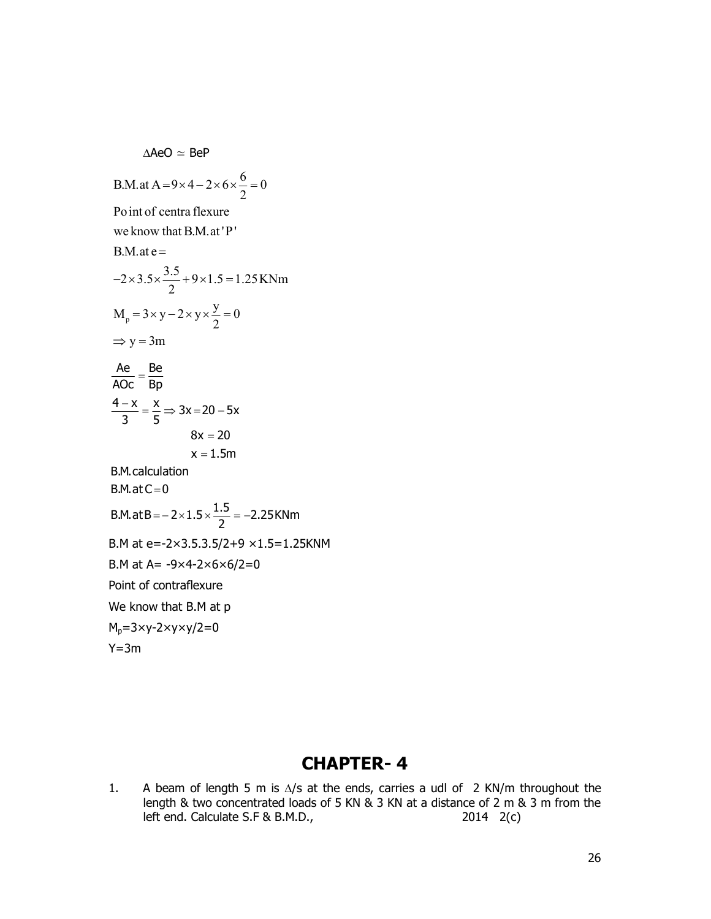$\Delta AeO \simeq BeP$

$$\text{B.M. at A} = 9\times 4 - 2\times 6\times \frac{6}{2} = 0$$

Point of centra flexure

we know that B.M. at 'P'

B.M. at e =

$$-2\times 3.5\times \frac{3.5}{2} + 9\times 1.5 = 1.25\,\text{KNm}$$

$$M_p = 3\times y - 2\times y\times \frac{y}{2} = 0$$

$$\Rightarrow y = 3\text{m}$$

$$\frac{Ae}{AOc} = \frac{Be}{Bp}$$

$$\frac{4-x}{3} = \frac{x}{5} \Rightarrow 3x = 20 - 5x$$

$$8x = 20$$

$$x = 1.5\text{m}$$

B.M. calculation

B.M. at $C = 0$

$$\text{B.M. at B} = -2\times 1.5\times \frac{1.5}{2} = -2.25\,\text{KNm}$$

B.M at e=$-2\times 3.5.3.5/2 + 9\times 1.5 = 1.25$KNM

B.M at A= $-9\times 4 - 2\times 6\times 6/2 = 0$

Point of contraflexure

We know that B.M at p

$M_p = 3\times y - 2\times y\times y/2 = 0$

Y=3m

# CHAPTER- 4

1. A beam of length 5 m is $\Delta$/s at the ends, carries a udl of 2 KN/m throughout the length & two concentrated loads of 5 KN & 3 KN at a distance of 2 m & 3 m from the left end. Calculate S.F & B.M.D., 2014 2(c)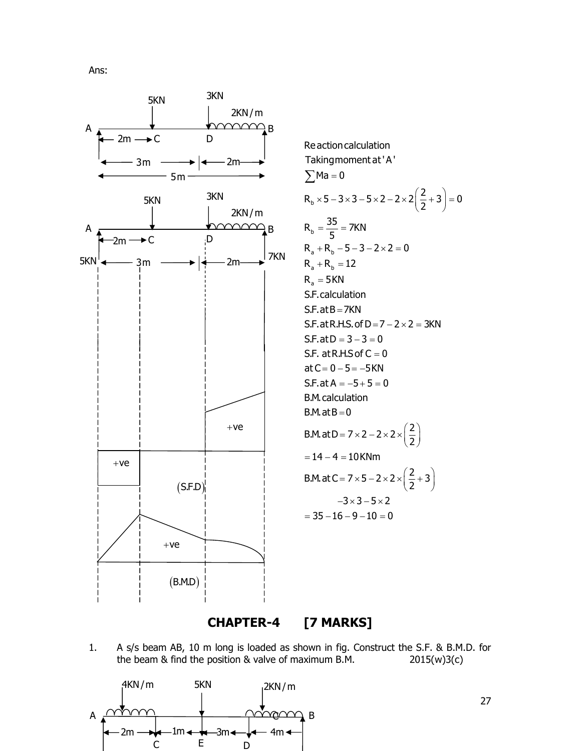Ans:

Reaction calculation

Taking moment at 'A'

$\sum Ma = 0$

$R_b \times 5 - 3\times 3 - 5\times 2 - 2\times 2\left(\frac{2}{2}+3\right) = 0$

$R_b = \frac{35}{5} = 7KN$

$R_a + R_b - 5 - 3 - 2\times 2 = 0$

$R_a + R_b = 12$

$R_a = 5KN$

S.F. calculation

S.F. at $B = 7KN$

S.F. at R.H.S. of $D = 7 - 2\times 2 = 3KN$

S.F. at $D = 3 - 3 = 0$

S.F. at R.H.S of $C = 0$

at $C = 0 - 5 = -5KN$

S.F. at $A = -5 + 5 = 0$

B.M. calculation

B.M. at $B = 0$

B.M. at $D = 7\times 2 - 2\times 2\times\left(\frac{2}{2}\right)$

$= 14 - 4 = 10KNm$

B.M. at $C = 7\times 5 - 2\times 2\times\left(\frac{2}{2}+3\right)$

$-3\times 3 - 5\times 2$

$= 35 - 16 - 9 - 10 = 0$

(S.F.D)

(B.M.D)

## CHAPTER-4 [7 MARKS]

1. A s/s beam AB, 10 m long is loaded as shown in fig. Construct the S.F. & B.M.D. for the beam & find the position & valve of maximum B.M. 2015(w)3(c)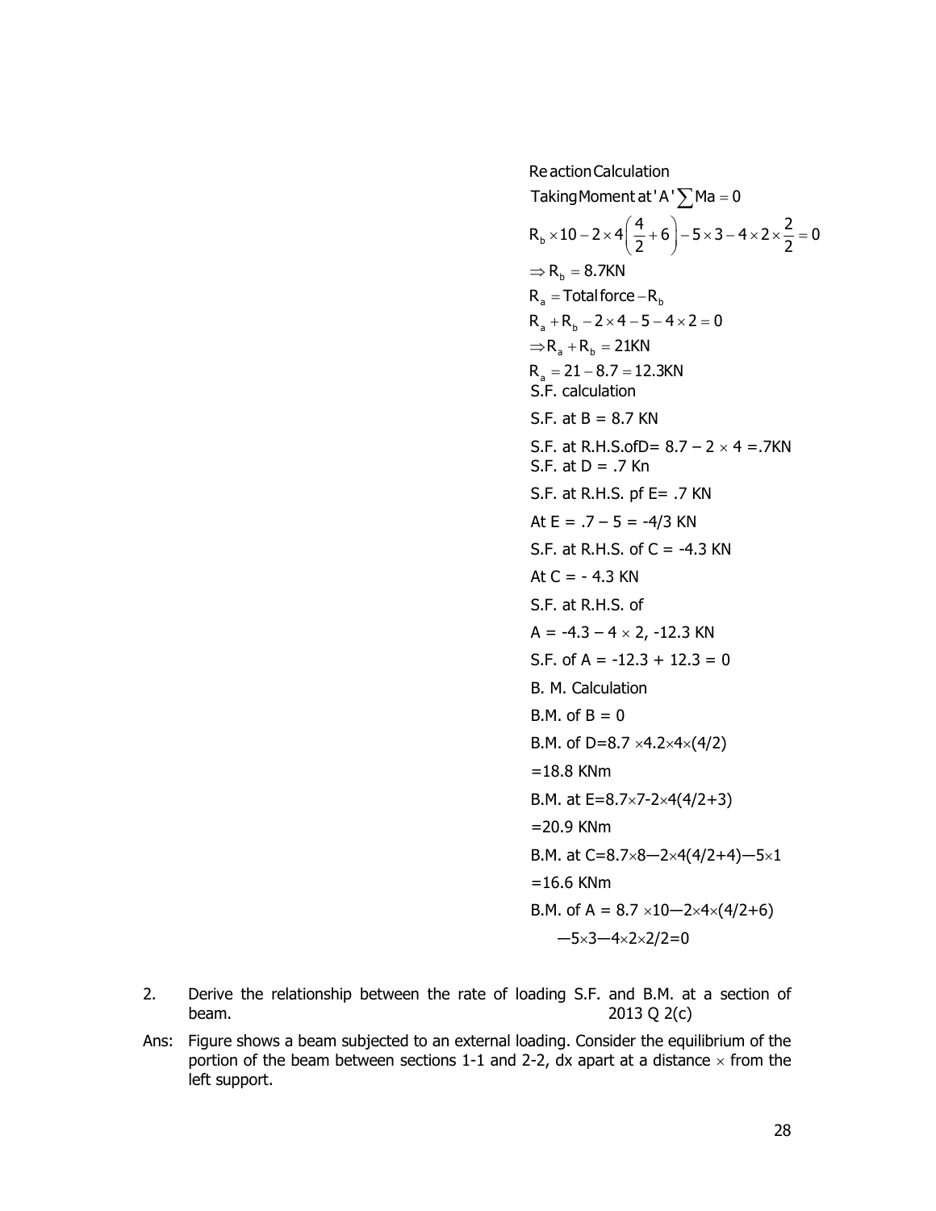Reaction Calculation

Taking Moment at 'A' $\sum Ma = 0$

$$R_b \times 10 - 2 \times 4\left(\frac{4}{2} + 6\right) - 5 \times 3 - 4 \times 2 \times \frac{2}{2} = 0$$

$\Rightarrow R_b = 8.7KN$

$R_a = \text{Total force} - R_b$

$R_a + R_b - 2 \times 4 - 5 - 4 \times 2 = 0$

$\Rightarrow R_a + R_b = 21KN$

$R_a = 21 - 8.7 = 12.3KN$

S.F. calculation

S.F. at B = 8.7 KN

S.F. at R.H.S.ofD= 8.7 – 2 × 4 =.7KN

S.F. at D = .7 Kn

S.F. at R.H.S. pf E= .7 KN

At E = .7 – 5 = -4/3 KN

S.F. at R.H.S. of C = -4.3 KN

At C = - 4.3 KN

S.F. at R.H.S. of

A = -4.3 – 4 × 2, -12.3 KN

S.F. of A = -12.3 + 12.3 = 0

B. M. Calculation

B.M. of B = 0

B.M. of D=8.7 ×4.2×4×(4/2)

=18.8 KNm

B.M. at E=8.7×7-2×4(4/2+3)

=20.9 KNm

B.M. at C=8.7×8—2×4(4/2+4)—5×1

=16.6 KNm

B.M. of A = 8.7 ×10—2×4×(4/2+6)

—5×3—4×2×2/2=0

2. Derive the relationship between the rate of loading S.F. and B.M. at a section of beam. 2013 Q 2(c)

Ans: Figure shows a beam subjected to an external loading. Consider the equilibrium of the portion of the beam between sections 1-1 and 2-2, dx apart at a distance × from the left support.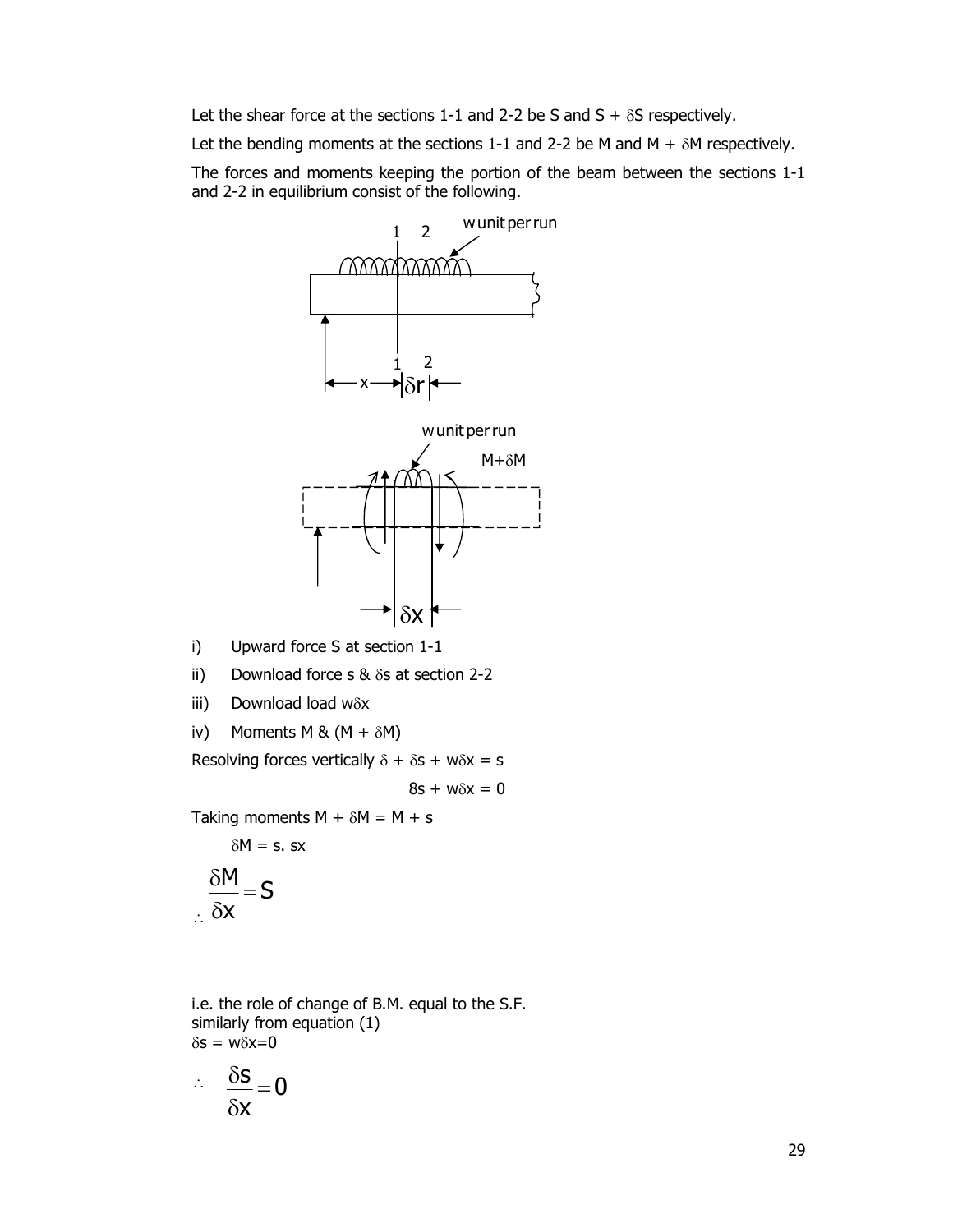Let the shear force at the sections 1-1 and 2-2 be S and S + $\delta$S respectively.

Let the bending moments at the sections 1-1 and 2-2 be M and M + $\delta$M respectively.

The forces and moments keeping the portion of the beam between the sections 1-1 and 2-2 in equilibrium consist of the following.

i) Upward force S at section 1-1

ii) Download force s & $\delta$s at section 2-2

iii) Download load w$\delta$x

iv) Moments M & (M + $\delta$M)

Resolving forces vertically $\delta + \delta s + w\delta x = s$

$$8s + w\delta x = 0$$

Taking moments $M + \delta M = M + s$

$$\delta M = s.\ sx$$

$$\therefore \frac{\delta M}{\delta x} = S$$

i.e. the role of change of B.M. equal to the S.F.
similarly from equation (1)
$\delta s = w\delta x = 0$

$$\therefore \quad \frac{\delta s}{\delta x} = 0$$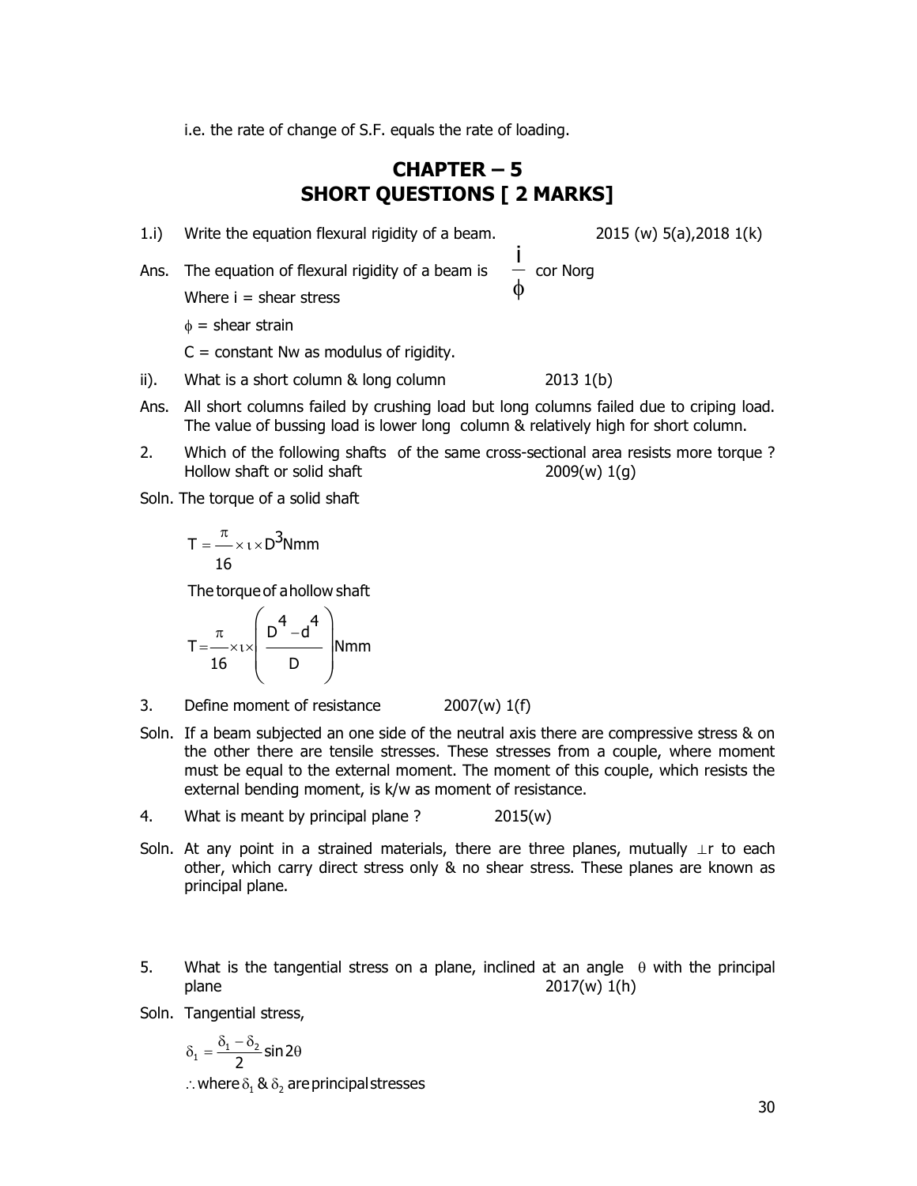i.e. the rate of change of S.F. equals the rate of loading.

# CHAPTER – 5
# SHORT QUESTIONS [ 2 MARKS]

1.i) Write the equation flexural rigidity of a beam. 2015 (w) 5(a),2018 1(k)

Ans. The equation of flexural rigidity of a beam is $\frac{i}{\phi}$ cor Norg

Where i = shear stress

$\phi$ = shear strain

C = constant Nw as modulus of rigidity.

ii). What is a short column & long column 2013 1(b)

Ans. All short columns failed by crushing load but long columns failed due to criping load. The value of bussing load is lower long column & relatively high for short column.

2. Which of the following shafts of the same cross-sectional area resists more torque ? Hollow shaft or solid shaft 2009(w) 1(g)

Soln. The torque of a solid shaft

$$T = \frac{\pi}{16} \times \iota \times D^3 \text{Nmm}$$

The torque of a hollow shaft

$$T = \frac{\pi}{16} \times \iota \times \left( \frac{D^4 - d^4}{D} \right) \text{Nmm}$$

3. Define moment of resistance 2007(w) 1(f)

Soln. If a beam subjected an one side of the neutral axis there are compressive stress & on the other there are tensile stresses. These stresses from a couple, where moment must be equal to the external moment. The moment of this couple, which resists the external bending moment, is k/w as moment of resistance.

4. What is meant by principal plane ? 2015(w)

Soln. At any point in a strained materials, there are three planes, mutually $\perp$r to each other, which carry direct stress only & no shear stress. These planes are known as principal plane.

5. What is the tangential stress on a plane, inclined at an angle $\theta$ with the principal plane 2017(w) 1(h)

Soln. Tangential stress,

$$\delta_1 = \frac{\delta_1 - \delta_2}{2} \sin 2\theta$$

$\therefore$ where $\delta_1$ & $\delta_2$ are principal stresses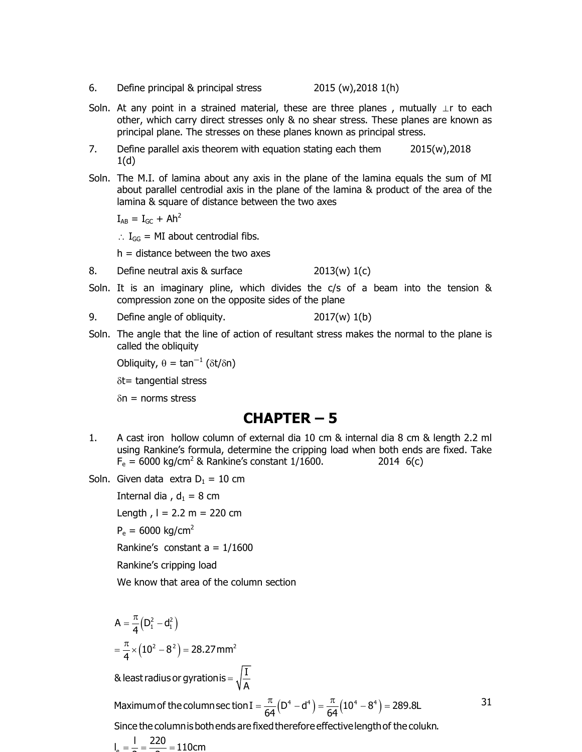6. Define principal & principal stress 2015 (w),2018 1(h)

Soln. At any point in a strained material, these are three planes , mutually ⊥r to each other, which carry direct stresses only & no shear stress. These planes are known as principal plane. The stresses on these planes known as principal stress.

7. Define parallel axis theorem with equation stating each them 2015(w),2018 1(d)

Soln. The M.I. of lamina about any axis in the plane of the lamina equals the sum of MI about parallel centrodial axis in the plane of the lamina & product of the area of the lamina & square of distance between the two axes

$I_{AB} = I_{GC} + Ah^2$

$\therefore$ $I_{GG}$ = MI about centrodial fibs.

h = distance between the two axes

8. Define neutral axis & surface 2013(w) 1(c)

Soln. It is an imaginary pline, which divides the c/s of a beam into the tension & compression zone on the opposite sides of the plane

9. Define angle of obliquity. 2017(w) 1(b)

Soln. The angle that the line of action of resultant stress makes the normal to the plane is called the obliquity

Obliquity, $\theta = \tan^{-1}(\delta t/\delta n)$

$\delta t$= tangential stress

$\delta n$ = norms stress

# CHAPTER – 5

1. A cast iron hollow column of external dia 10 cm & internal dia 8 cm & length 2.2 ml using Rankine's formula, determine the cripping load when both ends are fixed. Take $F_e$ = 6000 kg/cm$^2$ & Rankine's constant 1/1600. 2014 6(c)

Soln. Given data extra $D_1$ = 10 cm

Internal dia , $d_1$ = 8 cm

Length , l = 2.2 m = 220 cm

$P_e$ = 6000 kg/cm$^2$

Rankine's constant a = 1/1600

Rankine's cripping load

We know that area of the column section

$$A = \frac{\pi}{4}\left(D_1^2 - d_1^2\right)$$

$$= \frac{\pi}{4} \times \left(10^2 - 8^2\right) = 28.27\,mm^2$$

& least radius or gyration is $= \sqrt{\frac{I}{A}}$

Maximum of the column sec tion $I = \frac{\pi}{64}\left(D^4 - d^4\right) = \frac{\pi}{64}\left(10^4 - 8^4\right) = 289.8L$

Since the column is both ends are fixed therefore effective length of the colukn.

$$l_e = \frac{l}{2} = \frac{220}{2} = 110cm$$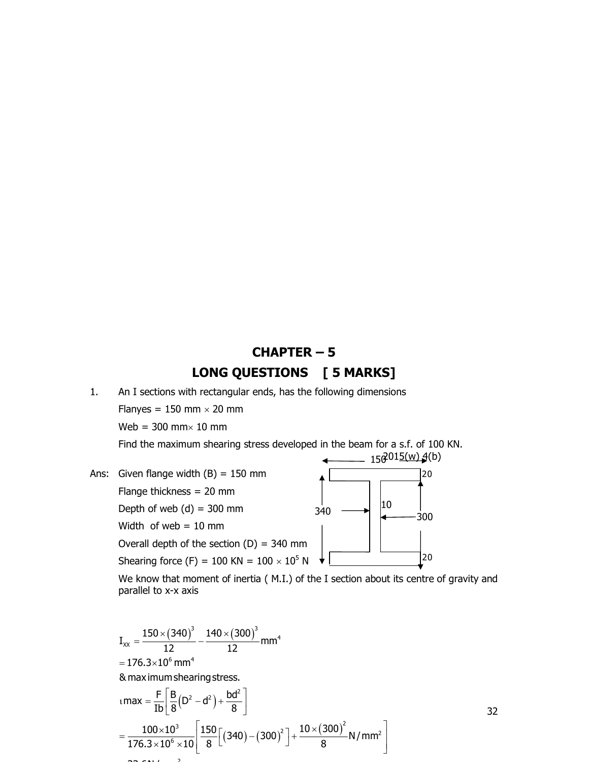# CHAPTER – 5

## LONG QUESTIONS [ 5 MARKS]

1. An I sections with rectangular ends, has the following dimensions

   Flanyes = 150 mm × 20 mm

   Web = 300 mm× 10 mm

   Find the maximum shearing stress developed in the beam for a s.f. of 100 KN.

   2015(w) 4(b)

Ans: Given flange width (B) = 150 mm

Flange thickness = 20 mm

Depth of web (d) = 300 mm

Width of web = 10 mm

Overall depth of the section (D) = 340 mm

Shearing force (F) = 100 KN = 100 × $10^5$ N

We know that moment of inertia ( M.I.) of the I section about its centre of gravity and parallel to x-x axis

$$I_{xx} = \frac{150 \times (340)^3}{12} - \frac{140 \times (300)^3}{12} \text{mm}^4$$

$$= 176.3 \times 10^6 \text{ mm}^4$$

& maximum shearing stress.

$$\tau \max = \frac{F}{Ib}\left[\frac{B}{8}\left(D^2 - d^2\right) + \frac{bd^2}{8}\right]$$

$$= \frac{100 \times 10^3}{176.3 \times 10^6 \times 10}\left[\frac{150}{8}\left[(340) - (300)^2\right] + \frac{10 \times (300)^2}{8} \text{N/mm}^2\right]$$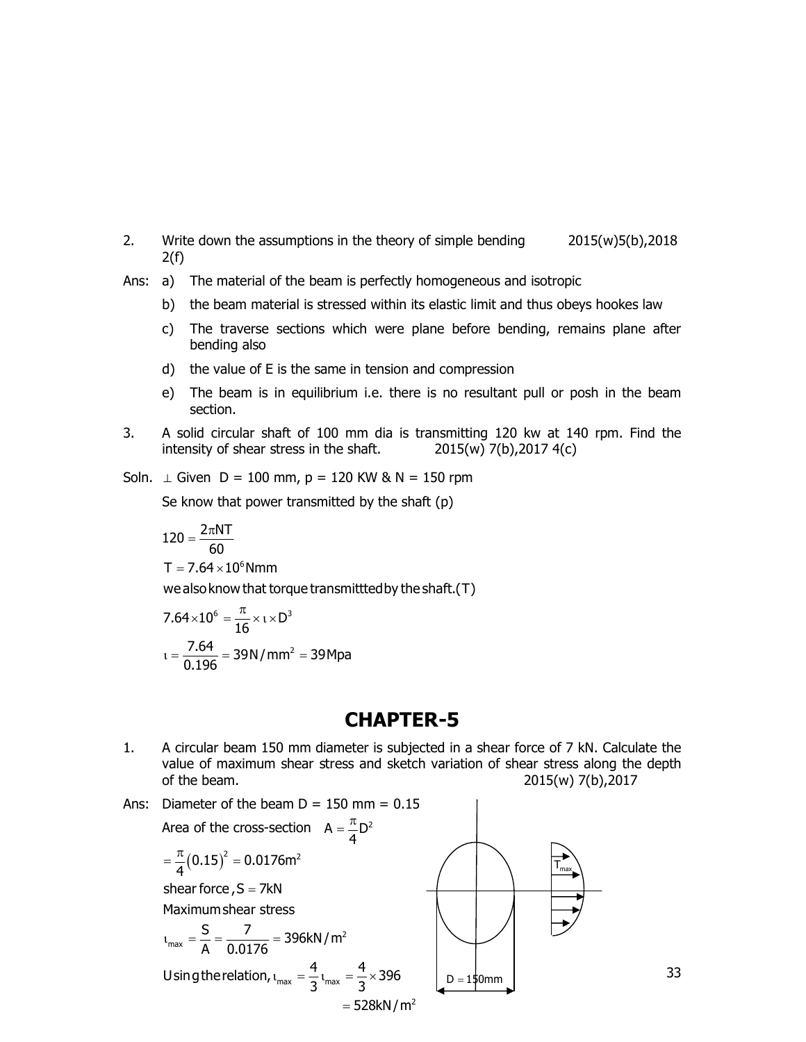2. Write down the assumptions in the theory of simple bending 2015(w)5(b),2018 2(f)

Ans: a) The material of the beam is perfectly homogeneous and isotropic

b) the beam material is stressed within its elastic limit and thus obeys hookes law

c) The traverse sections which were plane before bending, remains plane after bending also

d) the value of E is the same in tension and compression

e) The beam is in equilibrium i.e. there is no resultant pull or posh in the beam section.

3. A solid circular shaft of 100 mm dia is transmitting 120 kw at 140 rpm. Find the intensity of shear stress in the shaft. 2015(w) 7(b),2017 4(c)

Soln. $\perp$ Given D = 100 mm, p = 120 KW & N = 150 rpm

Se know that power transmitted by the shaft (p)

$$120 = \frac{2\pi NT}{60}$$

$$T = 7.64 \times 10^6 \text{Nmm}$$

we also know that torque transmittted by the shaft.(T)

$$7.64 \times 10^6 = \frac{\pi}{16} \times \iota \times D^3$$

$$\iota = \frac{7.64}{0.196} = 39\text{N/mm}^2 = 39\text{Mpa}$$

# CHAPTER-5

1. A circular beam 150 mm diameter is subjected in a shear force of 7 kN. Calculate the value of maximum shear stress and sketch variation of shear stress along the depth of the beam. 2015(w) 7(b),2017

Ans: Diameter of the beam D = 150 mm = 0.15

Area of the cross-section $A = \frac{\pi}{4}D^2$

$$= \frac{\pi}{4}(0.15)^2 = 0.0176\text{m}^2$$

shear force, S = 7kN

Maximum shear stress

$$\iota_{max} = \frac{S}{A} = \frac{7}{0.0176} = 396\text{kN/m}^2$$

Using the relation, $\iota_{max} = \frac{4}{3}\iota_{max} = \frac{4}{3} \times 396$

$$= 528\text{kN/m}^2$$

$T_{max}$

D = 150mm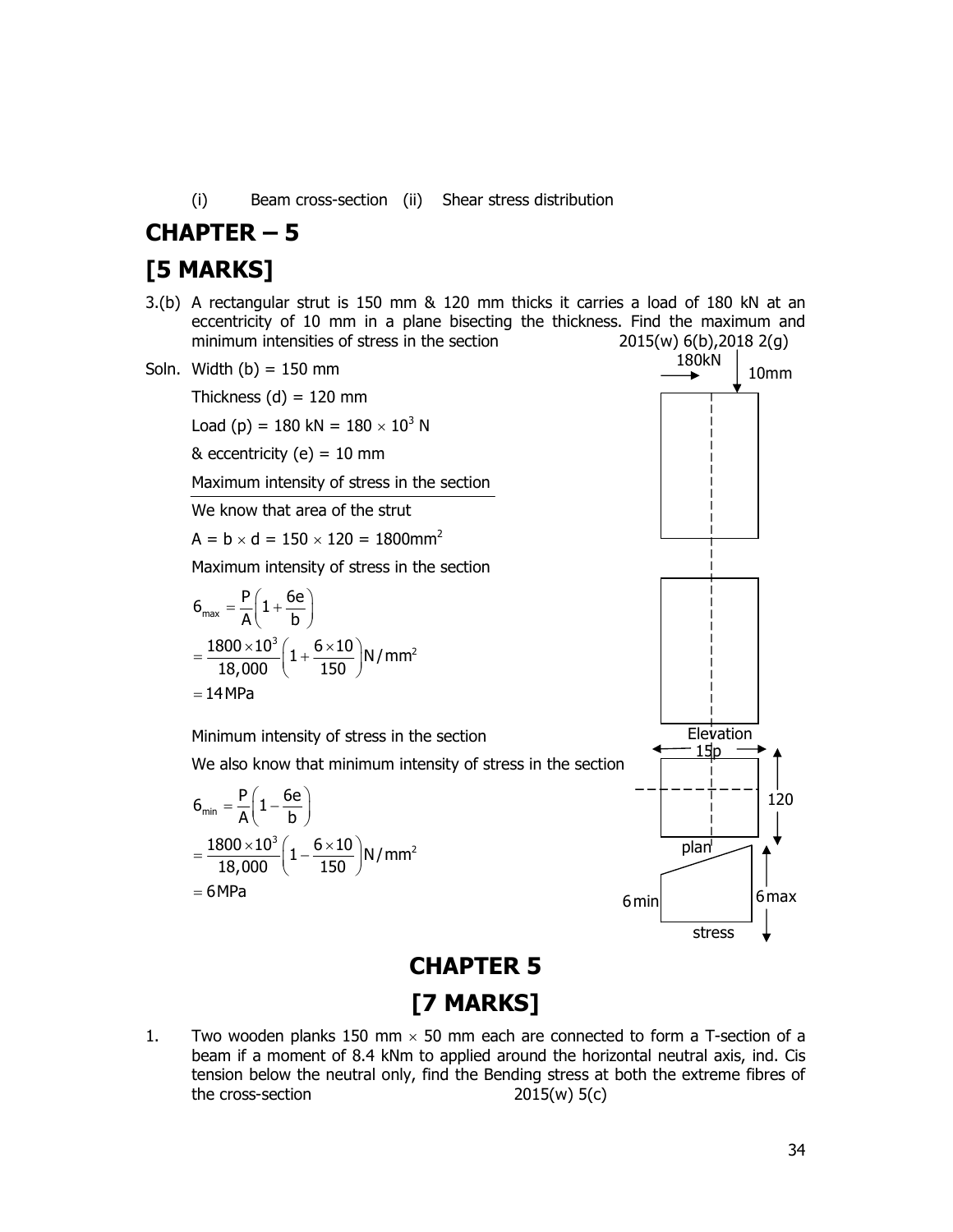(i) Beam cross-section (ii) Shear stress distribution

# CHAPTER – 5

# [5 MARKS]

3.(b) A rectangular strut is 150 mm & 120 mm thicks it carries a load of 180 kN at an eccentricity of 10 mm in a plane bisecting the thickness. Find the maximum and minimum intensities of stress in the section 2015(w) 6(b),2018 2(g)

Soln. Width (b) = 150 mm

Thickness (d) = 120 mm

Load (p) = 180 kN = $180 \times 10^3$ N

& eccentricity (e) = 10 mm

Maximum intensity of stress in the section

We know that area of the strut

$A = b \times d = 150 \times 120 = 1800\text{mm}^2$

Maximum intensity of stress in the section

$$6_{max} = \frac{P}{A}\left(1 + \frac{6e}{b}\right)$$

$$= \frac{1800 \times 10^3}{18,000}\left(1 + \frac{6 \times 10}{150}\right)\text{N/mm}^2$$

$$= 14\,\text{MPa}$$

Minimum intensity of stress in the section

We also know that minimum intensity of stress in the section

$$6_{min} = \frac{P}{A}\left(1 - \frac{6e}{b}\right)$$

$$= \frac{1800 \times 10^3}{18,000}\left(1 - \frac{6 \times 10}{150}\right)\text{N/mm}^2$$

$$= 6\,\text{MPa}$$

180kN 10mm

Elevation

15p 120

plan

6 min 6 max

stress

# CHAPTER 5

# [7 MARKS]

1. Two wooden planks 150 mm $\times$ 50 mm each are connected to form a T-section of a beam if a moment of 8.4 kNm to applied around the horizontal neutral axis, ind. Cis tension below the neutral only, find the Bending stress at both the extreme fibres of the cross-section 2015(w) 5(c)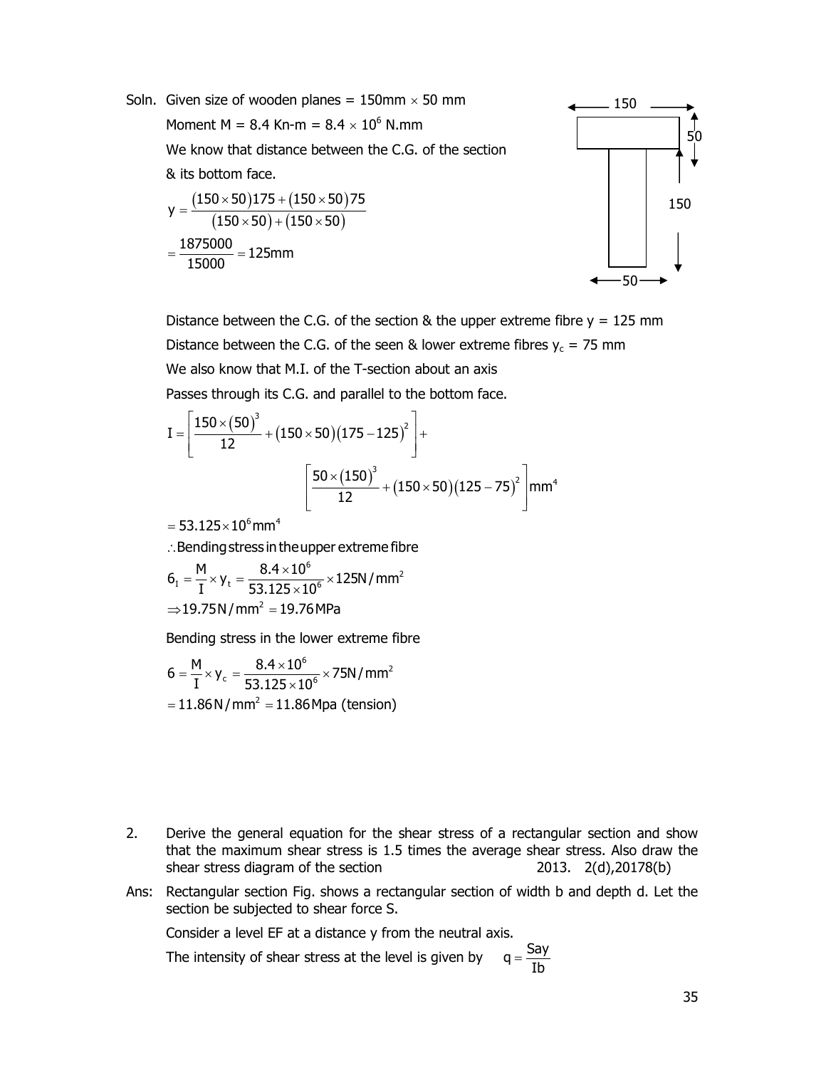Soln. Given size of wooden planes = 150mm × 50 mm

Moment M = 8.4 Kn-m = $8.4 \times 10^6$ N.mm

We know that distance between the C.G. of the section & its bottom face.

$$y = \frac{(150 \times 50)175 + (150 \times 50)75}{(150 \times 50) + (150 \times 50)}$$

$$= \frac{1875000}{15000} = 125\text{mm}$$

Distance between the C.G. of the section & the upper extreme fibre y = 125 mm

Distance between the C.G. of the seen & lower extreme fibres $y_c$ = 75 mm

We also know that M.I. of the T-section about an axis

Passes through its C.G. and parallel to the bottom face.

$$I = \left[\frac{150 \times (50)^3}{12} + (150 \times 50)(175 - 125)^2\right] + \left[\frac{50 \times (150)^3}{12} + (150 \times 50)(125 - 75)^2\right] \text{mm}^4$$

$$= 53.125 \times 10^6 \text{mm}^4$$

∴ Bending stress in the upper extreme fibre

$$6_I = \frac{M}{I} \times y_t = \frac{8.4 \times 10^6}{53.125 \times 10^6} \times 125 \text{N/mm}^2$$

$$\Rightarrow 19.75 \text{N/mm}^2 = 19.76 \text{MPa}$$

Bending stress in the lower extreme fibre

$$6 = \frac{M}{I} \times y_c = \frac{8.4 \times 10^6}{53.125 \times 10^6} \times 75 \text{N/mm}^2$$

$$= 11.86 \text{N/mm}^2 = 11.86 \text{Mpa (tension)}$$

2. Derive the general equation for the shear stress of a rectangular section and show that the maximum shear stress is 1.5 times the average shear stress. Also draw the shear stress diagram of the section 2013. 2(d),20178(b)

Ans: Rectangular section Fig. shows a rectangular section of width b and depth d. Let the section be subjected to shear force S.

Consider a level EF at a distance y from the neutral axis.

The intensity of shear stress at the level is given by $q = \frac{Say}{Ib}$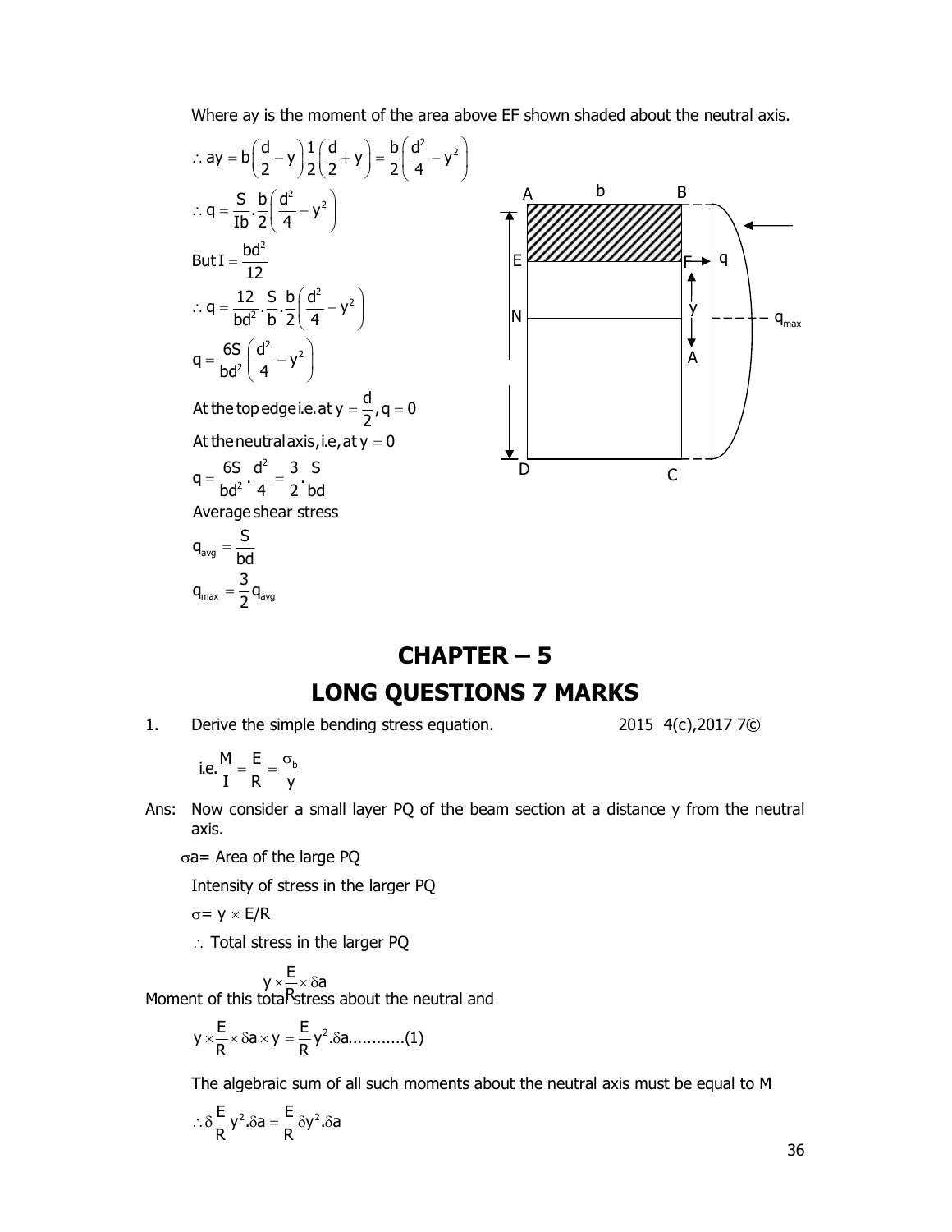Where ay is the moment of the area above EF shown shaded about the neutral axis.

$$\therefore ay = b\left(\frac{d}{2} - y\right)\frac{1}{2}\left(\frac{d}{2} + y\right) = \frac{b}{2}\left(\frac{d^2}{4} - y^2\right)$$

$$\therefore q = \frac{S}{Ib}\cdot\frac{b}{2}\left(\frac{d^2}{4} - y^2\right)$$

$$\text{But } I = \frac{bd^2}{12}$$

$$\therefore q = \frac{12}{bd^2}\cdot\frac{S}{b}\cdot\frac{b}{2}\left(\frac{d^2}{4} - y^2\right)$$

$$q = \frac{6S}{bd^2}\left(\frac{d^2}{4} - y^2\right)$$

At the top edge i.e. at $y = \frac{d}{2}, q = 0$

At the neutral axis, i.e, at $y = 0$

$$q = \frac{6S}{bd^2}\cdot\frac{d^2}{4} = \frac{3}{2}\cdot\frac{S}{bd}$$

Average shear stress

$$q_{avg} = \frac{S}{bd}$$

$$q_{max} = \frac{3}{2}q_{avg}$$

# CHAPTER – 5

## LONG QUESTIONS 7 MARKS

1. Derive the simple bending stress equation. 2015 4(c),2017 7©

$$\text{i.e.} \frac{M}{I} = \frac{E}{R} = \frac{\sigma_b}{y}$$

Ans: Now consider a small layer PQ of the beam section at a distance y from the neutral axis.

$\sigma a$= Area of the large PQ

Intensity of stress in the larger PQ

$\sigma = y \times E/R$

$\therefore$ Total stress in the larger PQ

$$y \times \frac{E}{R} \times \delta a$$

Moment of this total stress about the neutral and

$$y \times \frac{E}{R} \times \delta a \times y = \frac{E}{R} y^2.\delta a............(1)$$

The algebraic sum of all such moments about the neutral axis must be equal to M

$$\therefore \delta\frac{E}{R} y^2.\delta a = \frac{E}{R}\delta y^2.\delta a$$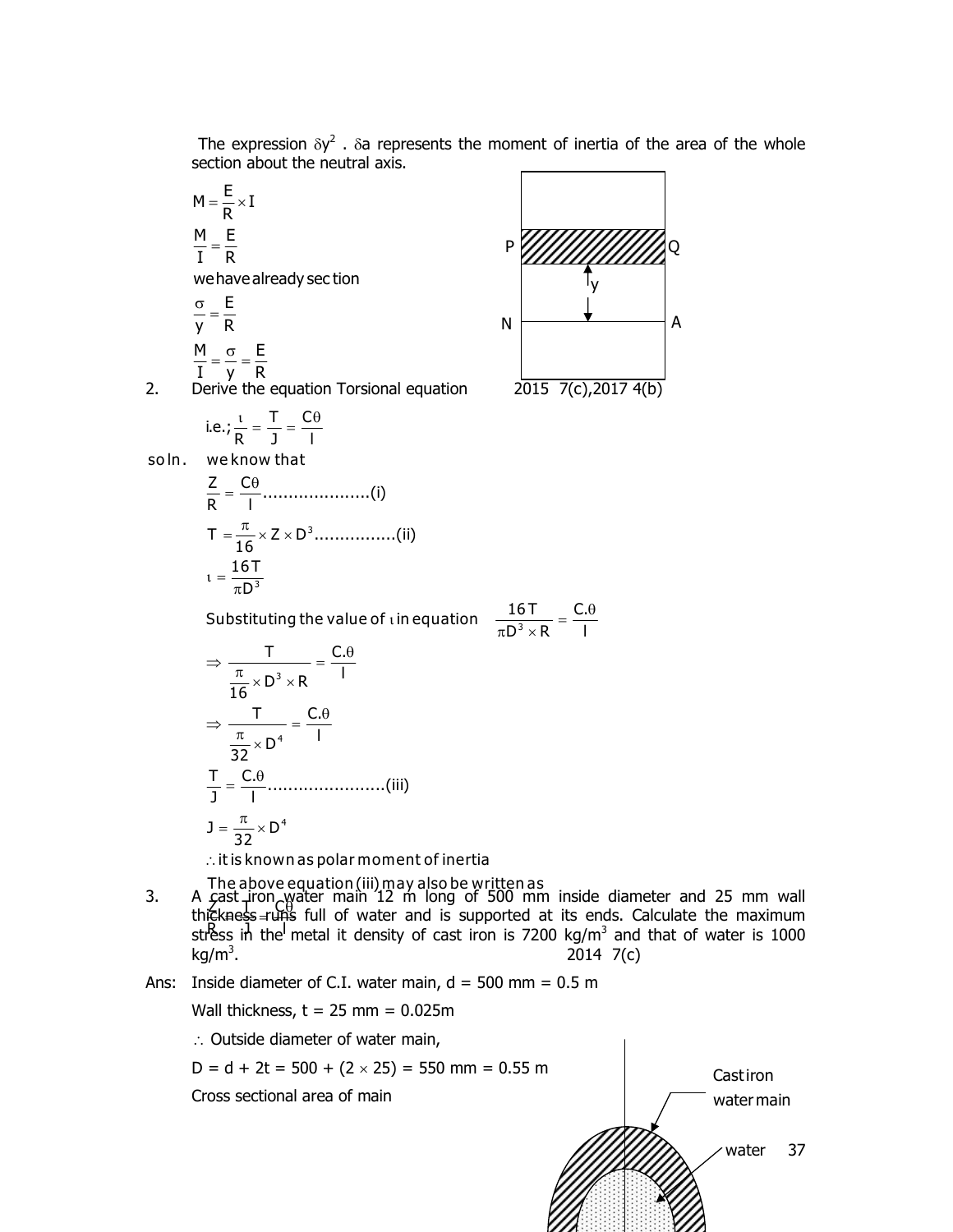The expression $\delta y^2 \cdot \delta a$ represents the moment of inertia of the area of the whole section about the neutral axis.

$$M = \frac{E}{R} \times I$$

$$\frac{M}{I} = \frac{E}{R}$$

we have already section

$$\frac{\sigma}{y} = \frac{E}{R}$$

$$\frac{M}{I} = \frac{\sigma}{y} = \frac{E}{R}$$

2. Derive the equation Torsional equation — 2015 7(c), 2017 4(b)

i.e.; $\frac{\iota}{R} = \frac{T}{J} = \frac{C\theta}{l}$

soln. we know that

$$\frac{Z}{R} = \frac{C\theta}{l} \text{.....................(i)}$$

$$T = \frac{\pi}{16} \times Z \times D^3 \text{................(ii)}$$

$$\iota = \frac{16T}{\pi D^3}$$

Substituting the value of $\iota$ in equation $\frac{16T}{\pi D^3 \times R} = \frac{C.\theta}{l}$

$$\Rightarrow \frac{T}{\frac{\pi}{16} \times D^3 \times R} = \frac{C.\theta}{l}$$

$$\Rightarrow \frac{T}{\frac{\pi}{32} \times D^4} = \frac{C.\theta}{l}$$

$$\frac{T}{J} = \frac{C.\theta}{l} \text{.......................(iii)}$$

$$J = \frac{\pi}{32} \times D^4$$

$\therefore$ it is known as polar moment of inertia

The above equation (iii) may also be written as

$$\frac{Z}{R} = \frac{T}{J} = \frac{C\theta}{l}$$

3. A cast iron water main 12 m long of 500 mm inside diameter and 25 mm wall thickness runs full of water and is supported at its ends. Calculate the maximum stress in the metal it density of cast iron is 7200 kg/m$^3$ and that of water is 1000 kg/m$^3$. — 2014 7(c)

Ans: Inside diameter of C.I. water main, d = 500 mm = 0.5 m

Wall thickness, t = 25 mm = 0.025m

$\therefore$ Outside diameter of water main,

D = d + 2t = 500 + (2 × 25) = 550 mm = 0.55 m

Cross sectional area of main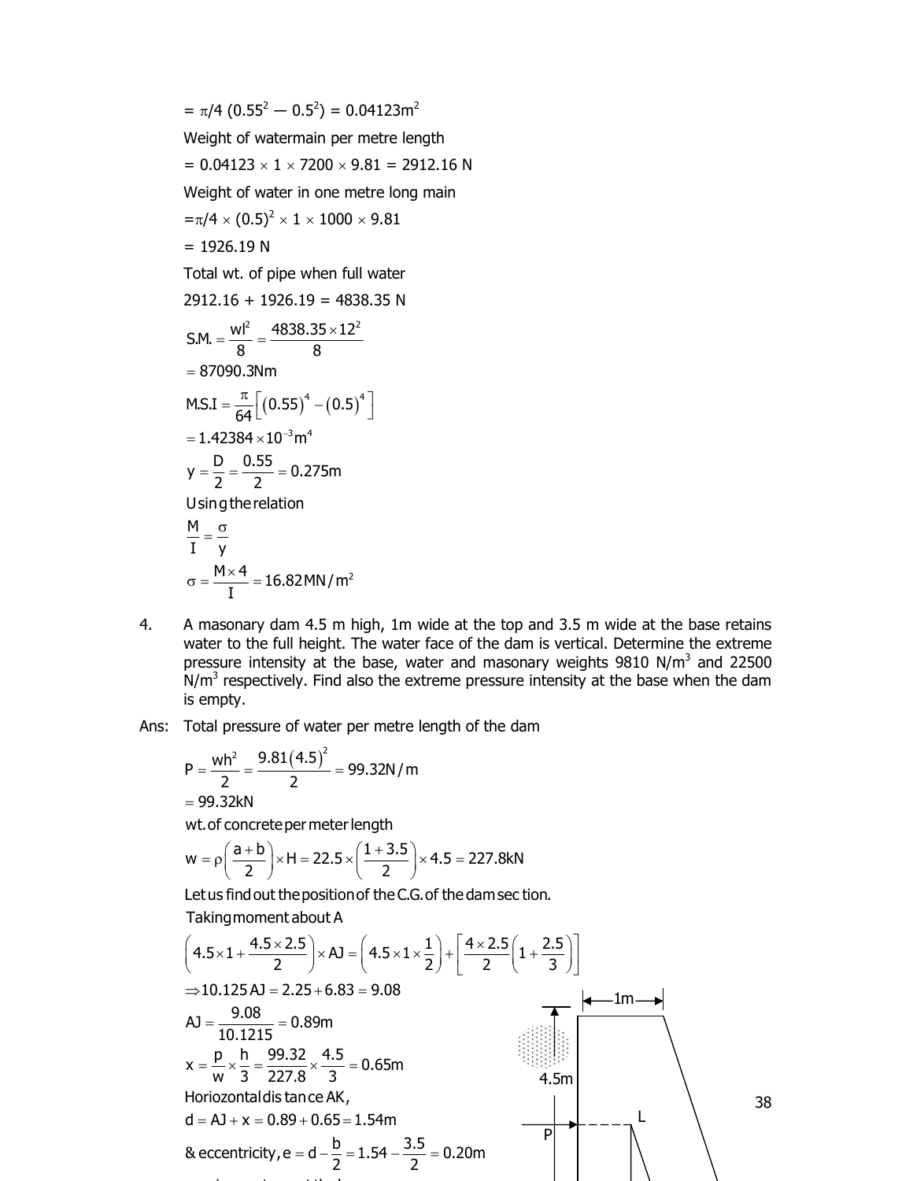$= \pi/4\ (0.55^2 - 0.5^2) = 0.04123\text{m}^2$

Weight of watermain per metre length

$= 0.04123 \times 1 \times 7200 \times 9.81 = 2912.16$ N

Weight of water in one metre long main

$= \pi/4 \times (0.5)^2 \times 1 \times 1000 \times 9.81$

$= 1926.19$ N

Total wt. of pipe when full water

$2912.16 + 1926.19 = 4838.35$ N

$$\text{S.M.} = \frac{wl^2}{8} = \frac{4838.35 \times 12^2}{8}$$

$$= 87090.3\text{Nm}$$

$$\text{M.S.I} = \frac{\pi}{64}\left[(0.55)^4 - (0.5)^4\right]$$

$$= 1.42384 \times 10^{-3}\text{m}^4$$

$$y = \frac{D}{2} = \frac{0.55}{2} = 0.275\text{m}$$

Using the relation

$$\frac{M}{I} = \frac{\sigma}{y}$$

$$\sigma = \frac{M \times 4}{I} = 16.82\text{MN/m}^2$$

4. A masonary dam 4.5 m high, 1m wide at the top and 3.5 m wide at the base retains water to the full height. The water face of the dam is vertical. Determine the extreme pressure intensity at the base, water and masonary weights 9810 N/m$^3$ and 22500 N/m$^3$ respectively. Find also the extreme pressure intensity at the base when the dam is empty.

Ans: Total pressure of water per metre length of the dam

$$P = \frac{wh^2}{2} = \frac{9.81(4.5)^2}{2} = 99.32\text{N/m}$$

$$= 99.32\text{kN}$$

wt. of concrete per meter length

$$w = \rho\left(\frac{a+b}{2}\right) \times H = 22.5 \times \left(\frac{1+3.5}{2}\right) \times 4.5 = 227.8\text{kN}$$

Let us find out the position of the C.G. of the dam section.

Taking moment about A

$$\left(4.5 \times 1 + \frac{4.5 \times 2.5}{2}\right) \times AJ = \left(4.5 \times 1 \times \frac{1}{2}\right) + \left[\frac{4 \times 2.5}{2}\left(1 + \frac{2.5}{3}\right)\right]$$

$$\Rightarrow 10.125\,AJ = 2.25 + 6.83 = 9.08$$

$$AJ = \frac{9.08}{10.1215} = 0.89\text{m}$$

$$x = \frac{p}{w} \times \frac{h}{3} = \frac{99.32}{227.8} \times \frac{4.5}{3} = 0.65\text{m}$$

Horiozontal distance AK,

$$d = AJ + x = 0.89 + 0.65 = 1.54\text{m}$$

$$\&\ \text{eccentricity}, e = d - \frac{b}{2} = 1.54 - \frac{3.5}{2} = 0.20\text{m}$$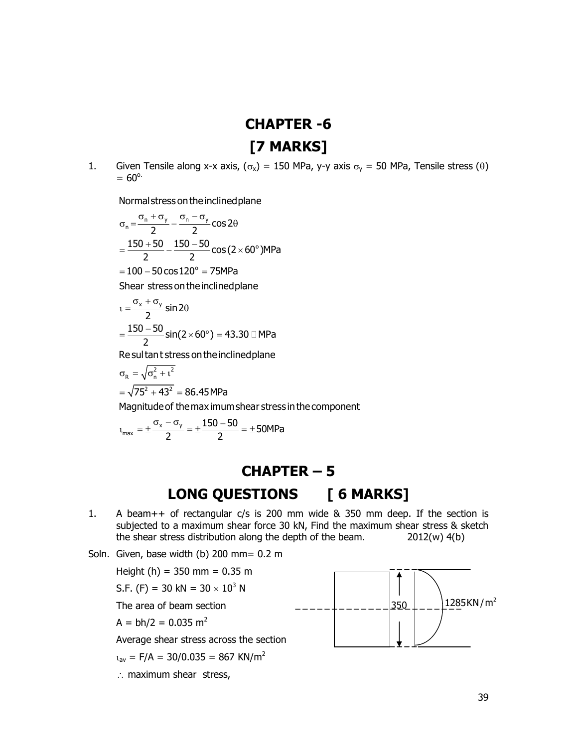# CHAPTER -6

# [7 MARKS]

1. Given Tensile along x-x axis, ($\sigma_x$) = 150 MPa, y-y axis $\sigma_y$ = 50 MPa, Tensile stress ($\theta$) = $60^{o.}$

Normal stress on the inclined plane

$$\sigma_n = \frac{\sigma_n + \sigma_y}{2} - \frac{\sigma_n - \sigma_y}{2}\cos 2\theta$$

$$= \frac{150+50}{2} - \frac{150-50}{2}\cos(2\times 60^\circ)\text{MPa}$$

$$= 100 - 50\cos 120^\circ = 75\text{MPa}$$

Shear stress on the inclined plane

$$\iota = \frac{\sigma_x + \sigma_y}{2}\sin 2\theta$$

$$= \frac{150-50}{2}\sin(2\times 60^\circ) = 43.30\ \text{MPa}$$

Resultant stress on the inclined plane

$$\sigma_R = \sqrt{\sigma_n^2 + \iota^2}$$

$$= \sqrt{75^2 + 43^2} = 86.45\text{MPa}$$

Magnitude of the maximum shear stress in the component

$$\iota_{max} = \pm\frac{\sigma_x - \sigma_y}{2} = \pm\frac{150-50}{2} = \pm 50\text{MPa}$$

# CHAPTER – 5

# LONG QUESTIONS [ 6 MARKS]

1. A beam++ of rectangular c/s is 200 mm wide & 350 mm deep. If the section is subjected to a maximum shear force 30 kN, Find the maximum shear stress & sketch the shear stress distribution along the depth of the beam. 2012(w) 4(b)

Soln. Given, base width (b) 200 mm= 0.2 m

Height (h) = 350 mm = 0.35 m

S.F. (F) = 30 kN = $30 \times 10^3$ N

The area of beam section

A = bh/2 = 0.035 $m^2$

Average shear stress across the section

$\iota_{av}$ = F/A = 30/0.035 = 867 KN/$m^2$

$\therefore$ maximum shear stress,

350 1285KN/$m^2$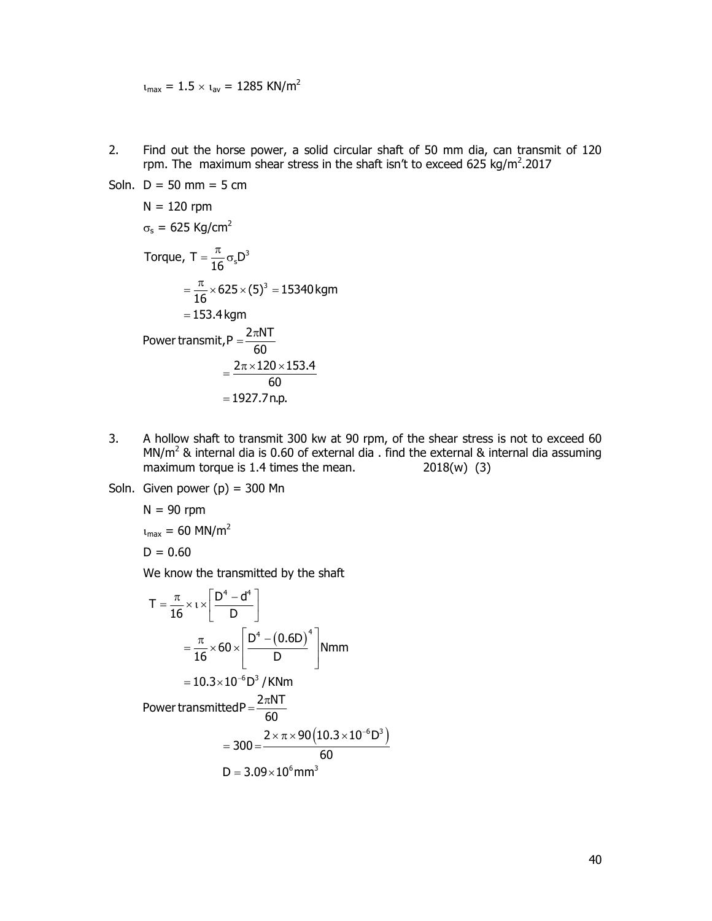$\iota_{max} = 1.5 \times \iota_{av} = 1285 \text{ KN/m}^2$

2. Find out the horse power, a solid circular shaft of 50 mm dia, can transmit of 120 rpm. The maximum shear stress in the shaft isn't to exceed 625 kg/m$^2$.2017

Soln. D = 50 mm = 5 cm

N = 120 rpm

$\sigma_s = 625 \text{ Kg/cm}^2$

$$\text{Torque, } T = \frac{\pi}{16}\sigma_s D^3$$

$$= \frac{\pi}{16} \times 625 \times (5)^3 = 15340 \text{ kgm}$$

$$= 153.4 \text{ kgm}$$

$$\text{Power transmit, } P = \frac{2\pi NT}{60}$$

$$= \frac{2\pi \times 120 \times 153.4}{60}$$

$$= 1927.7 \text{ n.p.}$$

3. A hollow shaft to transmit 300 kw at 90 rpm, of the shear stress is not to exceed 60 MN/m$^2$ & internal dia is 0.60 of external dia . find the external & internal dia assuming maximum torque is 1.4 times the mean. 2018(w) (3)

Soln. Given power (p) = 300 Mn

N = 90 rpm

$\iota_{max} = 60 \text{ MN/m}^2$

D = 0.60

We know the transmitted by the shaft

$$T = \frac{\pi}{16} \times \iota \times \left[\frac{D^4 - d^4}{D}\right]$$

$$= \frac{\pi}{16} \times 60 \times \left[\frac{D^4 - (0.6D)^4}{D}\right] \text{Nmm}$$

$$= 10.3 \times 10^{-6} D^3 / \text{KNm}$$

$$\text{Power transmitted} P = \frac{2\pi NT}{60}$$

$$= 300 = \frac{2 \times \pi \times 90\left(10.3 \times 10^{-6} D^3\right)}{60}$$

$$D = 3.09 \times 10^6 \text{mm}^3$$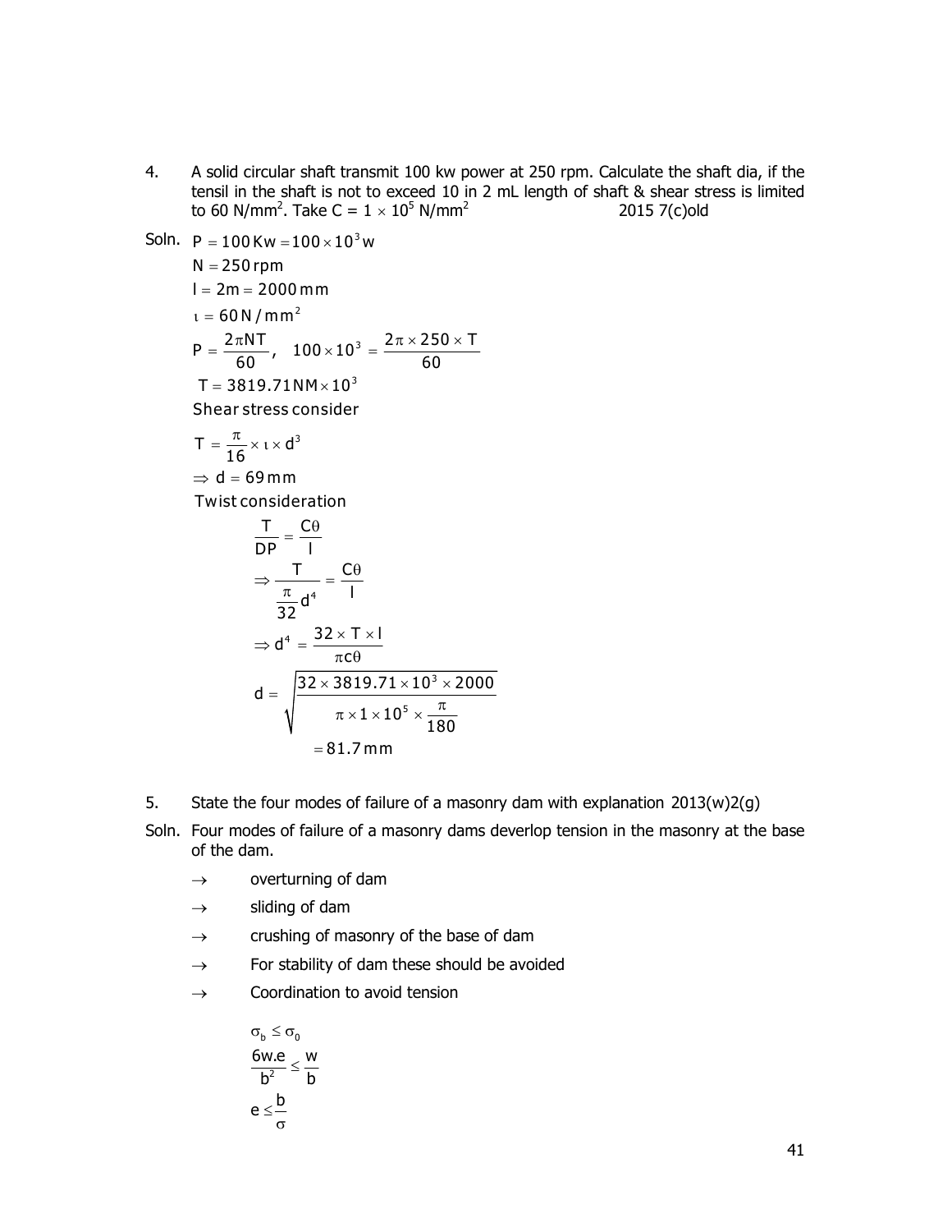4. A solid circular shaft transmit 100 kw power at 250 rpm. Calculate the shaft dia, if the tensil in the shaft is not to exceed 10 in 2 mL length of shaft & shear stress is limited to 60 N/mm$^2$. Take C = $1 \times 10^5$ N/mm$^2$ 2015 7(c)old

Soln. $P = 100\,\text{Kw} = 100 \times 10^3\,\text{w}$

$N = 250\,\text{rpm}$

$l = 2\text{m} = 2000\,\text{mm}$

$\iota = 60\,\text{N/mm}^2$

$P = \dfrac{2\pi NT}{60}, \quad 100 \times 10^3 = \dfrac{2\pi \times 250 \times T}{60}$

$T = 3819.71\,\text{NM} \times 10^3$

Shear stress consider

$T = \dfrac{\pi}{16} \times \iota \times d^3$

$\Rightarrow d = 69\,\text{mm}$

Twist consideration

$$\frac{T}{DP} = \frac{C\theta}{l}$$

$$\Rightarrow \frac{T}{\frac{\pi}{32}d^4} = \frac{C\theta}{l}$$

$$\Rightarrow d^4 = \frac{32 \times T \times l}{\pi c \theta}$$

$$d = \sqrt{\frac{32 \times 3819.71 \times 10^3 \times 2000}{\pi \times 1 \times 10^5 \times \frac{\pi}{180}}}$$

$$= 81.7\,\text{mm}$$

5. State the four modes of failure of a masonry dam with explanation 2013(w)2(g)

Soln. Four modes of failure of a masonry dams deverlop tension in the masonry at the base of the dam.

- $\rightarrow$ overturning of dam
- $\rightarrow$ sliding of dam
- $\rightarrow$ crushing of masonry of the base of dam
- $\rightarrow$ For stability of dam these should be avoided
- $\rightarrow$ Coordination to avoid tension

$$\sigma_b \le \sigma_0$$

$$\frac{6w.e}{b^2} \le \frac{w}{b}$$

$$e \le \frac{b}{\sigma}$$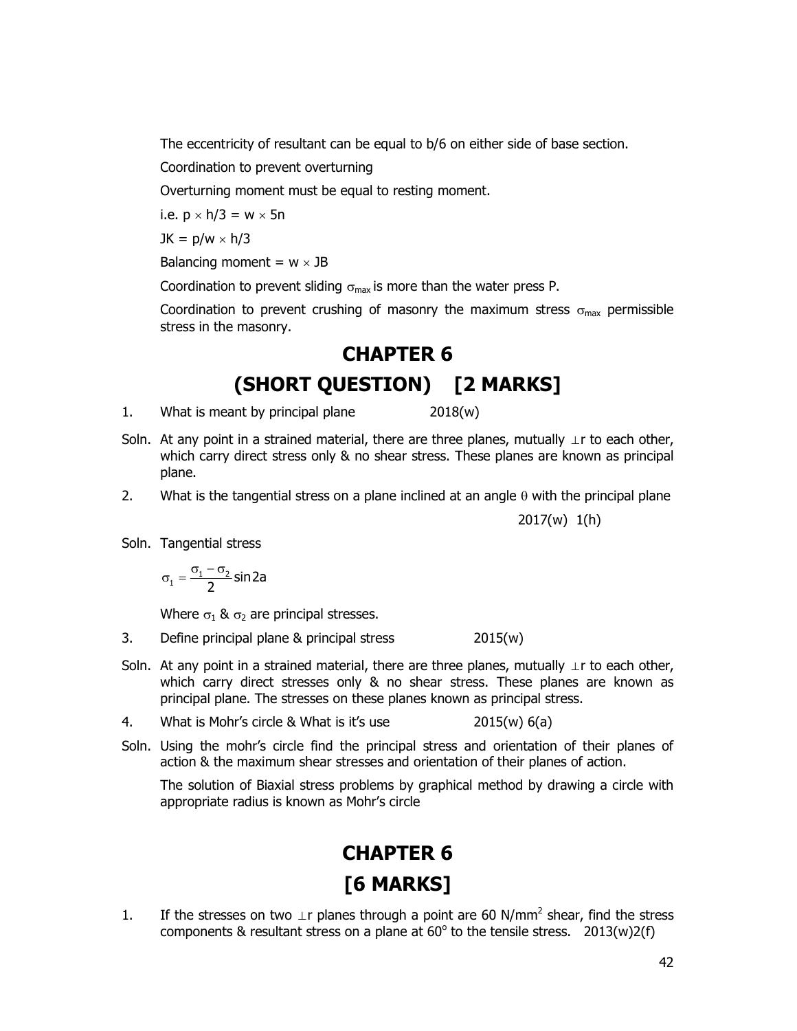The eccentricity of resultant can be equal to b/6 on either side of base section.

Coordination to prevent overturning

Overturning moment must be equal to resting moment.

i.e. $p \times h/3 = w \times 5n$

$JK = p/w \times h/3$

Balancing moment = $w \times JB$

Coordination to prevent sliding $\sigma_{max}$ is more than the water press P.

Coordination to prevent crushing of masonry the maximum stress $\sigma_{max}$ permissible stress in the masonry.

# CHAPTER 6

# (SHORT QUESTION) [2 MARKS]

1. What is meant by principal plane 2018(w)

Soln. At any point in a strained material, there are three planes, mutually $\perp$r to each other, which carry direct stress only & no shear stress. These planes are known as principal plane.

2. What is the tangential stress on a plane inclined at an angle $\theta$ with the principal plane 2017(w) 1(h)

Soln. Tangential stress

$$\sigma_1 = \frac{\sigma_1 - \sigma_2}{2} \sin 2a$$

Where $\sigma_1$ & $\sigma_2$ are principal stresses.

3. Define principal plane & principal stress 2015(w)

Soln. At any point in a strained material, there are three planes, mutually $\perp$r to each other, which carry direct stresses only & no shear stress. These planes are known as principal plane. The stresses on these planes known as principal stress.

4. What is Mohr's circle & What is it's use 2015(w) 6(a)

Soln. Using the mohr's circle find the principal stress and orientation of their planes of action & the maximum shear stresses and orientation of their planes of action.

The solution of Biaxial stress problems by graphical method by drawing a circle with appropriate radius is known as Mohr's circle

# CHAPTER 6

# [6 MARKS]

1. If the stresses on two $\perp$r planes through a point are 60 $N/mm^2$ shear, find the stress components & resultant stress on a plane at $60^o$ to the tensile stress. 2013(w)2(f)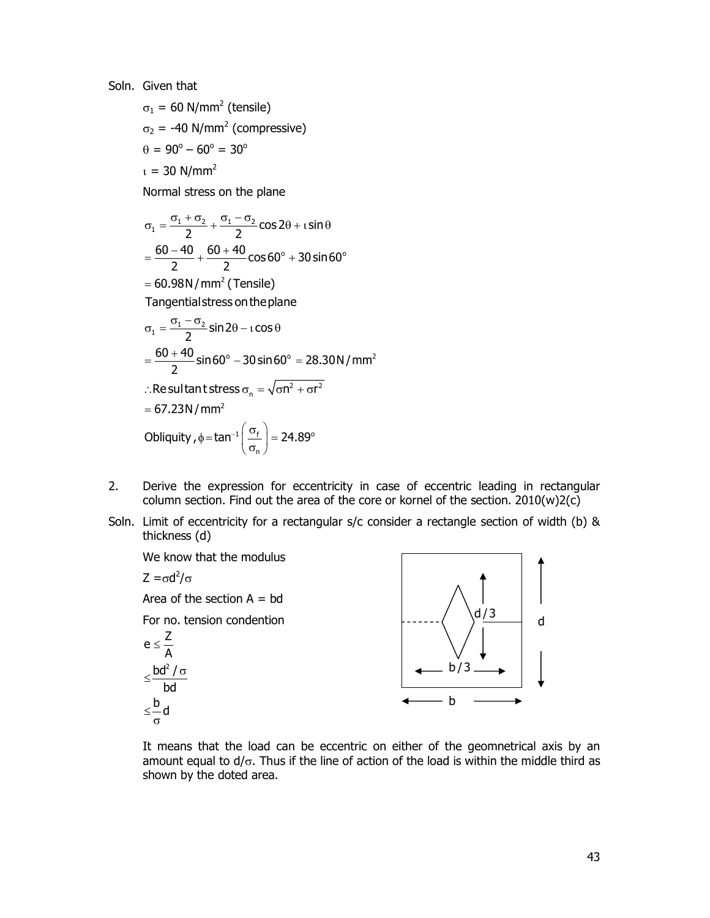Soln. Given that

$\sigma_1$ = 60 N/mm$^2$ (tensile)

$\sigma_2$ = -40 N/mm$^2$ (compressive)

$\theta = 90^o - 60^o = 30^o$

$\iota$ = 30 N/mm$^2$

Normal stress on the plane

$$\sigma_1 = \frac{\sigma_1 + \sigma_2}{2} + \frac{\sigma_1 - \sigma_2}{2}\cos 2\theta + \iota \sin\theta$$

$$= \frac{60-40}{2} + \frac{60+40}{2}\cos 60^o + 30\sin 60^o$$

$$= 60.98\,\text{N/mm}^2\,(\text{Tensile})$$

Tangential stress on the plane

$$\sigma_1 = \frac{\sigma_1 - \sigma_2}{2}\sin 2\theta - \iota\cos\theta$$

$$= \frac{60+40}{2}\sin 60^o - 30\sin 60^o = 28.30\,\text{N/mm}^2$$

$$\therefore \text{Resultant stress } \sigma_n = \sqrt{\sigma n^2 + \sigma r^2}$$

$$= 67.23\,\text{N/mm}^2$$

$$\text{Obliquity}, \phi = \tan^{-1}\left(\frac{\sigma_f}{\sigma_n}\right) = 24.89^o$$

2. Derive the expression for eccentricity in case of eccentric leading in rectangular column section. Find out the area of the core or kornel of the section. 2010(w)2(c)

Soln. Limit of eccentricity for a rectangular s/c consider a rectangle section of width (b) & thickness (d)

We know that the modulus

$Z = \sigma d^2/\sigma$

Area of the section A = bd

For no. tension condention

$$e \le \frac{Z}{A}$$

$$\le \frac{bd^2/\sigma}{bd}$$

$$\le \frac{b}{\sigma}d$$

It means that the load can be eccentric on either of the geomnetrical axis by an amount equal to $d/\sigma$. Thus if the line of action of the load is within the middle third as shown by the doted area.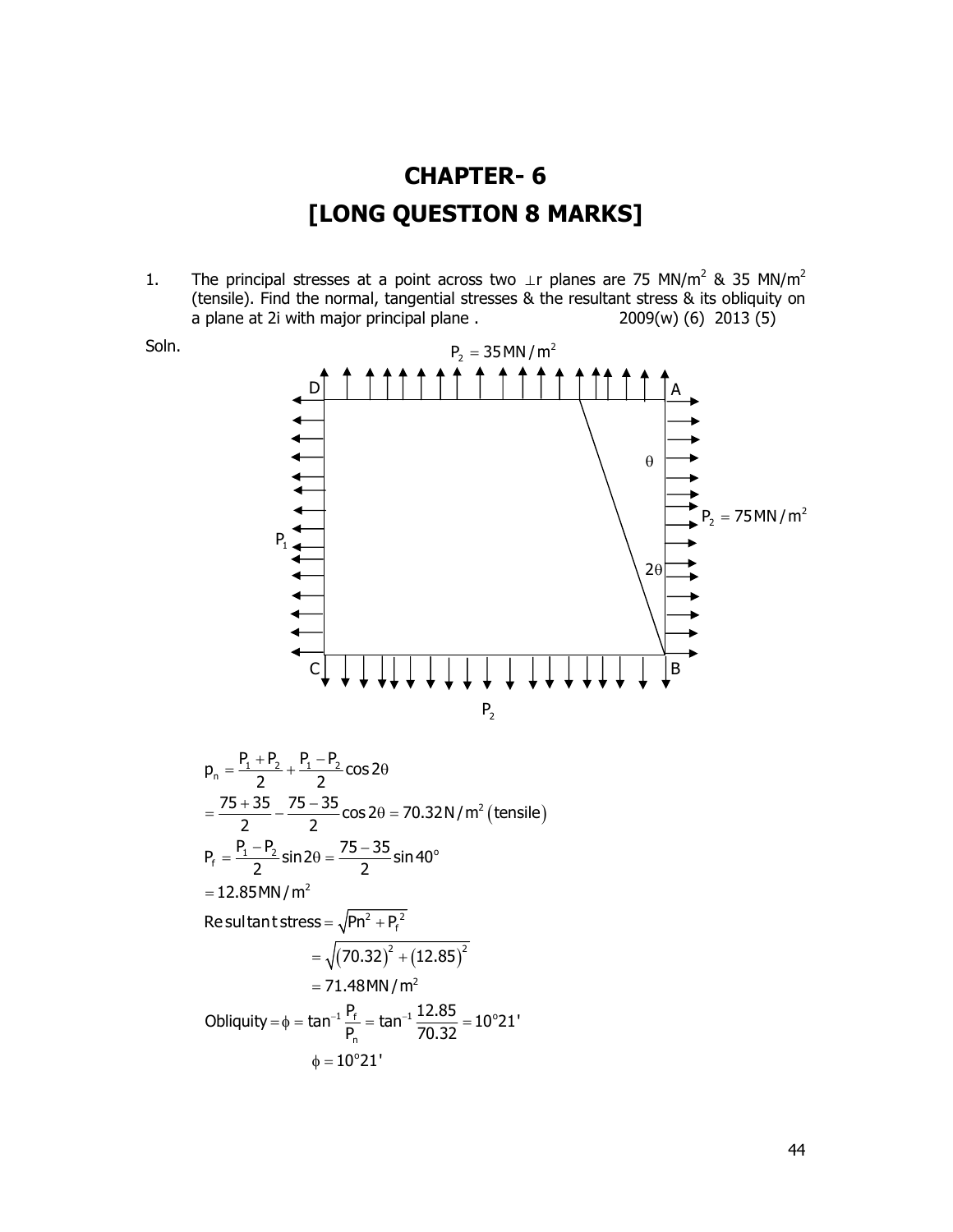# CHAPTER- 6

# [LONG QUESTION 8 MARKS]

1. The principal stresses at a point across two ⊥r planes are 75 MN/m$^2$ & 35 MN/m$^2$ (tensile). Find the normal, tangential stresses & the resultant stress & its obliquity on a plane at 2i with major principal plane . 2009(w) (6) 2013 (5)

Soln.

$P_2 = 35\,MN/m^2$

D A

$\theta$

$P_2 = 75\,MN/m^2$

$P_1$

$2\theta$

C B

$P_2$

$$p_n = \frac{P_1 + P_2}{2} + \frac{P_1 - P_2}{2}\cos 2\theta$$

$$= \frac{75+35}{2} - \frac{75-35}{2}\cos 2\theta = 70.32\,N/m^2\,(\text{tensile})$$

$$P_f = \frac{P_1 - P_2}{2}\sin 2\theta = \frac{75-35}{2}\sin 40^\circ$$

$$= 12.85\,MN/m^2$$

$$\text{Resultant stress} = \sqrt{Pn^2 + P_f^{\,2}}$$

$$= \sqrt{(70.32)^2 + (12.85)^2}$$

$$= 71.48\,MN/m^2$$

$$\text{Obliquity} = \phi = \tan^{-1}\frac{P_f}{P_n} = \tan^{-1}\frac{12.85}{70.32} = 10^\circ 21'$$

$$\phi = 10^\circ 21'$$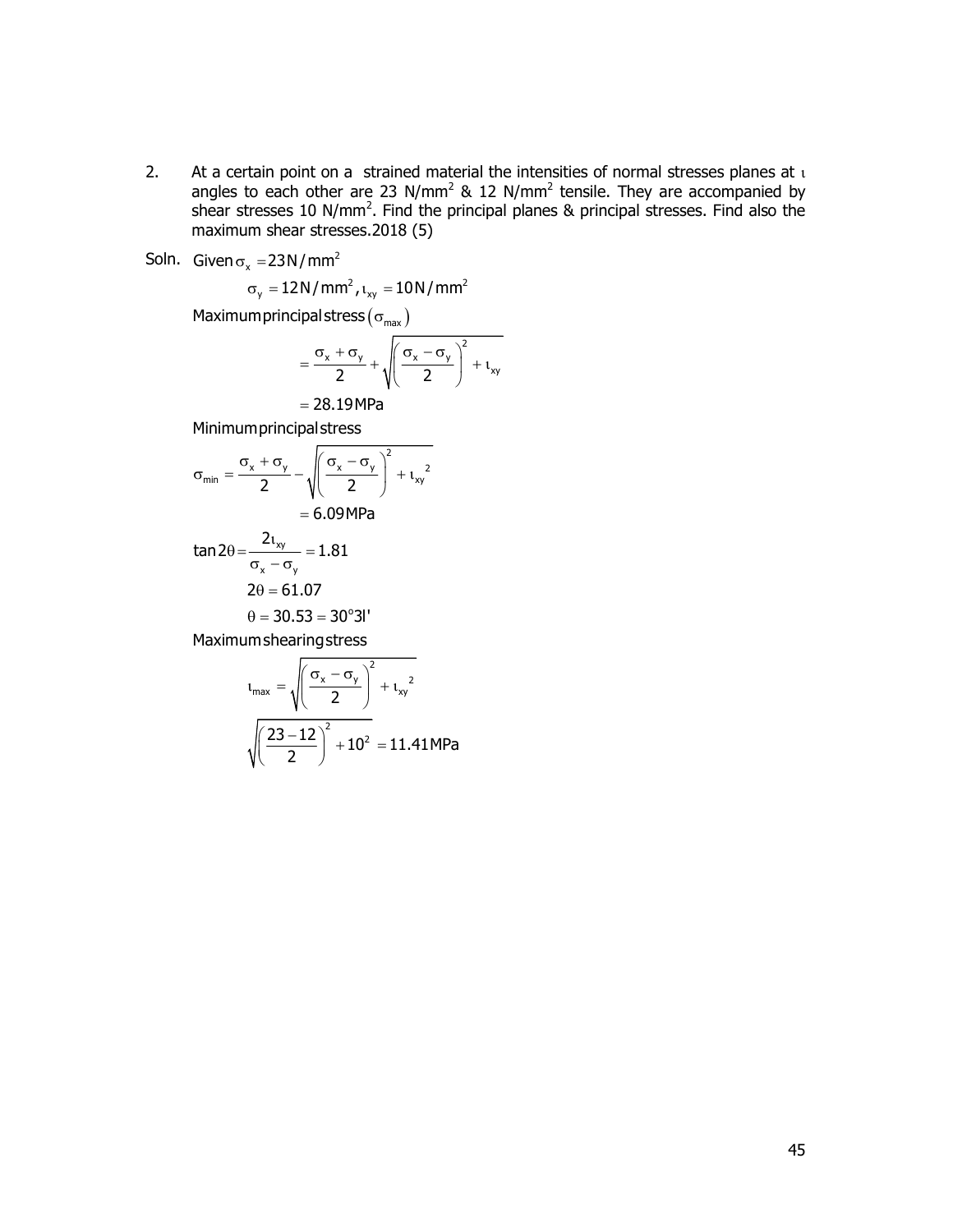2. At a certain point on a strained material the intensities of normal stresses planes at ι angles to each other are 23 N/mm$^2$ & 12 N/mm$^2$ tensile. They are accompanied by shear stresses 10 N/mm$^2$. Find the principal planes & principal stresses. Find also the maximum shear stresses.2018 (5)

Soln. Given $\sigma_x = 23\,N/mm^2$

$$\sigma_y = 12\,N/mm^2, \iota_{xy} = 10\,N/mm^2$$

Maximum principal stress $(\sigma_{max})$

$$= \frac{\sigma_x + \sigma_y}{2} + \sqrt{\left(\frac{\sigma_x - \sigma_y}{2}\right)^2 + \iota_{xy}}$$

$$= 28.19\,MPa$$

Minimum principal stress

$$\sigma_{min} = \frac{\sigma_x + \sigma_y}{2} - \sqrt{\left(\frac{\sigma_x - \sigma_y}{2}\right)^2 + \iota_{xy}^2}$$

$$= 6.09\,MPa$$

$$\tan 2\theta = \frac{2\iota_{xy}}{\sigma_x - \sigma_y} = 1.81$$

$$2\theta = 61.07$$

$$\theta = 30.53 = 30^\circ 3l'$$

Maximum shearing stress

$$\iota_{max} = \sqrt{\left(\frac{\sigma_x - \sigma_y}{2}\right)^2 + \iota_{xy}^2}$$

$$\sqrt{\left(\frac{23-12}{2}\right)^2 + 10^2} = 11.41\,MPa$$